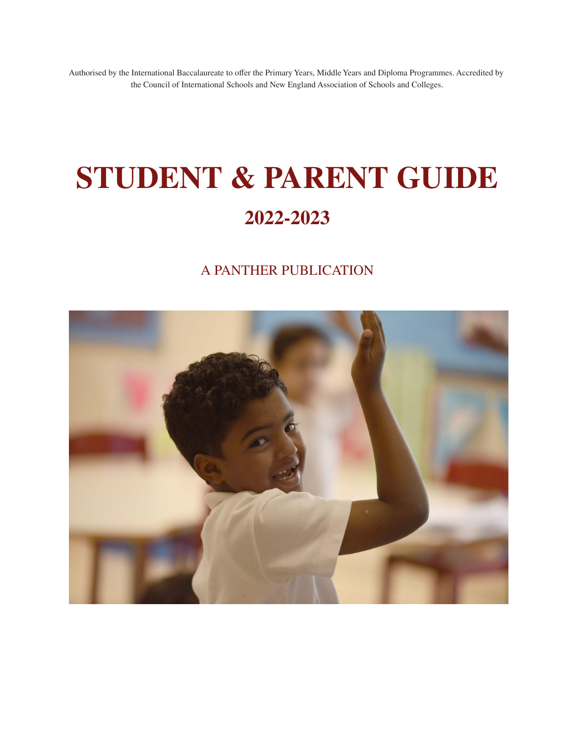Authorised by the International Baccalaureate to offer the Primary Years, Middle Years and Diploma Programmes. Accredited by the Council of International Schools and New England Association of Schools and Colleges.

# STUDENT & PARENT GUIDE

## 2022-2023

A PANTHER PUBLICATION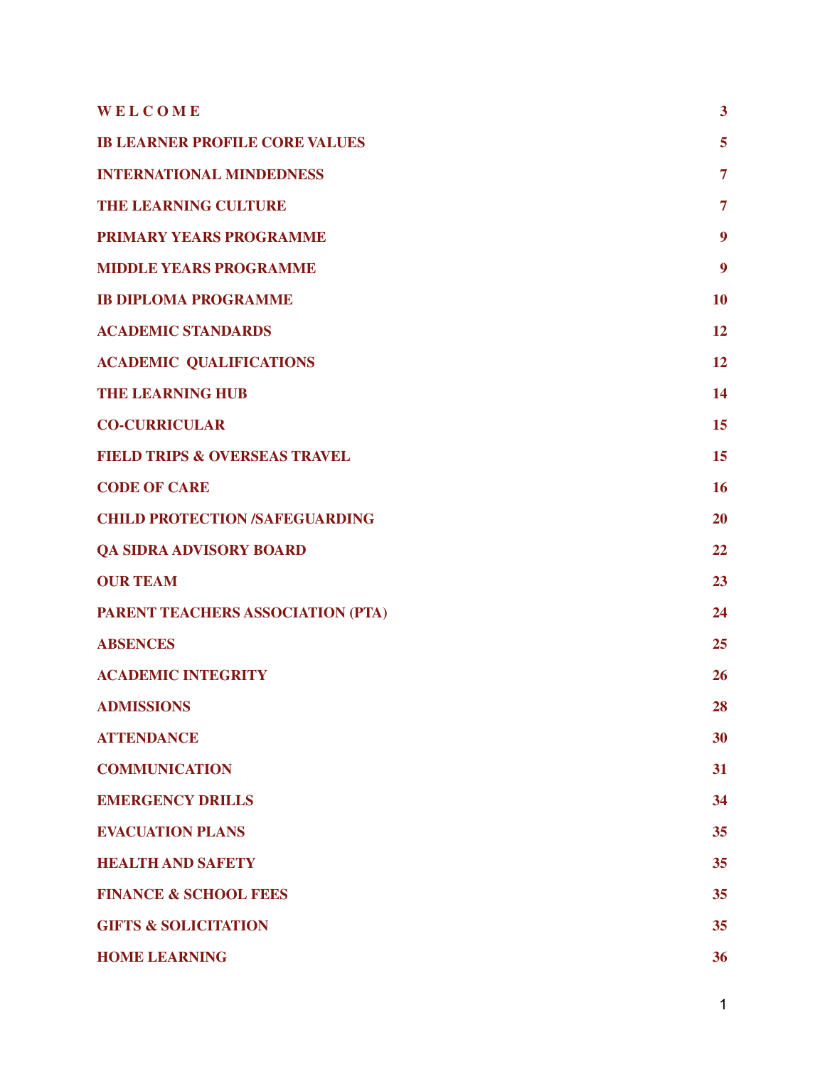| | |
|---|---|
| **W E L C O M E** | **3** |
| **IB LEARNER PROFILE CORE VALUES** | **5** |
| **INTERNATIONAL MINDEDNESS** | **7** |
| **THE LEARNING CULTURE** | **7** |
| **PRIMARY YEARS PROGRAMME** | **9** |
| **MIDDLE YEARS PROGRAMME** | **9** |
| **IB DIPLOMA PROGRAMME** | **10** |
| **ACADEMIC STANDARDS** | **12** |
| **ACADEMIC QUALIFICATIONS** | **12** |
| **THE LEARNING HUB** | **14** |
| **CO-CURRICULAR** | **15** |
| **FIELD TRIPS & OVERSEAS TRAVEL** | **15** |
| **CODE OF CARE** | **16** |
| **CHILD PROTECTION /SAFEGUARDING** | **20** |
| **QA SIDRA ADVISORY BOARD** | **22** |
| **OUR TEAM** | **23** |
| **PARENT TEACHERS ASSOCIATION (PTA)** | **24** |
| **ABSENCES** | **25** |
| **ACADEMIC INTEGRITY** | **26** |
| **ADMISSIONS** | **28** |
| **ATTENDANCE** | **30** |
| **COMMUNICATION** | **31** |
| **EMERGENCY DRILLS** | **34** |
| **EVACUATION PLANS** | **35** |
| **HEALTH AND SAFETY** | **35** |
| **FINANCE & SCHOOL FEES** | **35** |
| **GIFTS & SOLICITATION** | **35** |
| **HOME LEARNING** | **36** |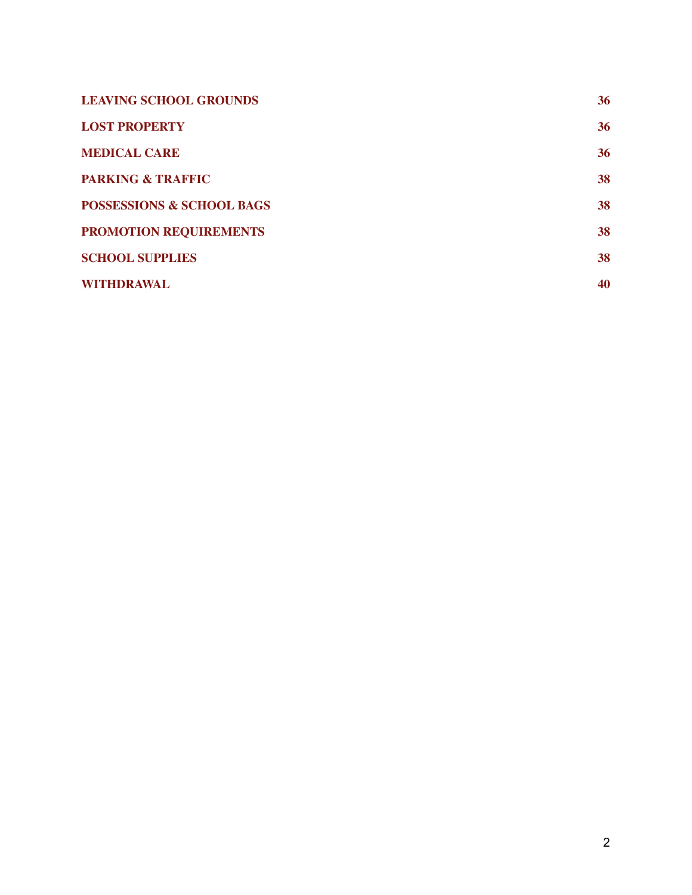| | |
|---|---|
| **LEAVING SCHOOL GROUNDS** | **36** |
| **LOST PROPERTY** | **36** |
| **MEDICAL CARE** | **36** |
| **PARKING & TRAFFIC** | **38** |
| **POSSESSIONS & SCHOOL BAGS** | **38** |
| **PROMOTION REQUIREMENTS** | **38** |
| **SCHOOL SUPPLIES** | **38** |
| **WITHDRAWAL** | **40** |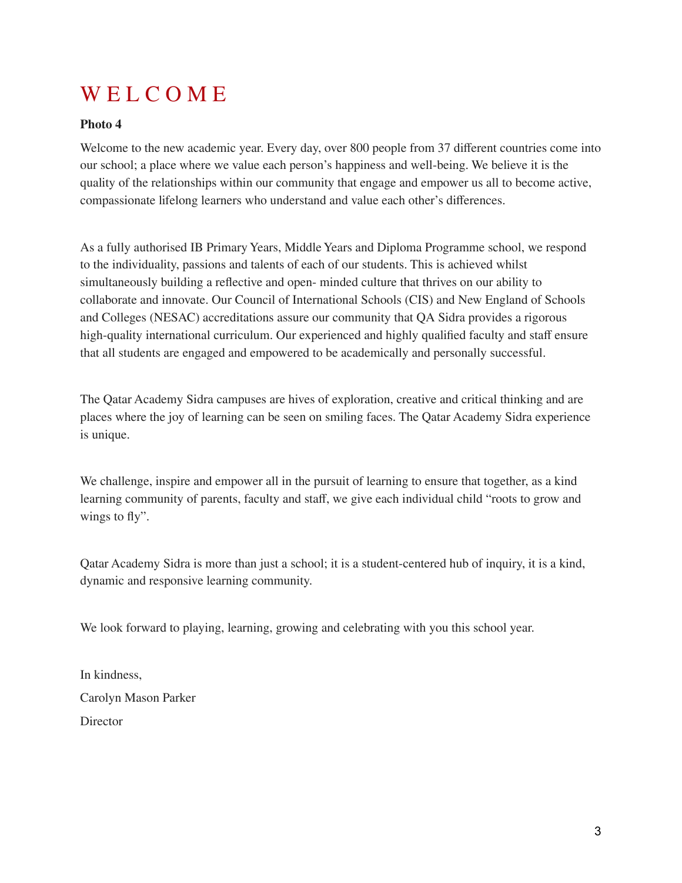# WELCOME

**Photo 4**

Welcome to the new academic year. Every day, over 800 people from 37 different countries come into our school; a place where we value each person's happiness and well-being. We believe it is the quality of the relationships within our community that engage and empower us all to become active, compassionate lifelong learners who understand and value each other's differences.

As a fully authorised IB Primary Years, Middle Years and Diploma Programme school, we respond to the individuality, passions and talents of each of our students. This is achieved whilst simultaneously building a reflective and open- minded culture that thrives on our ability to collaborate and innovate. Our Council of International Schools (CIS) and New England of Schools and Colleges (NESAC) accreditations assure our community that QA Sidra provides a rigorous high-quality international curriculum. Our experienced and highly qualified faculty and staff ensure that all students are engaged and empowered to be academically and personally successful.

The Qatar Academy Sidra campuses are hives of exploration, creative and critical thinking and are places where the joy of learning can be seen on smiling faces. The Qatar Academy Sidra experience is unique.

We challenge, inspire and empower all in the pursuit of learning to ensure that together, as a kind learning community of parents, faculty and staff, we give each individual child "roots to grow and wings to fly".

Qatar Academy Sidra is more than just a school; it is a student-centered hub of inquiry, it is a kind, dynamic and responsive learning community.

We look forward to playing, learning, growing and celebrating with you this school year.

In kindness,

Carolyn Mason Parker

Director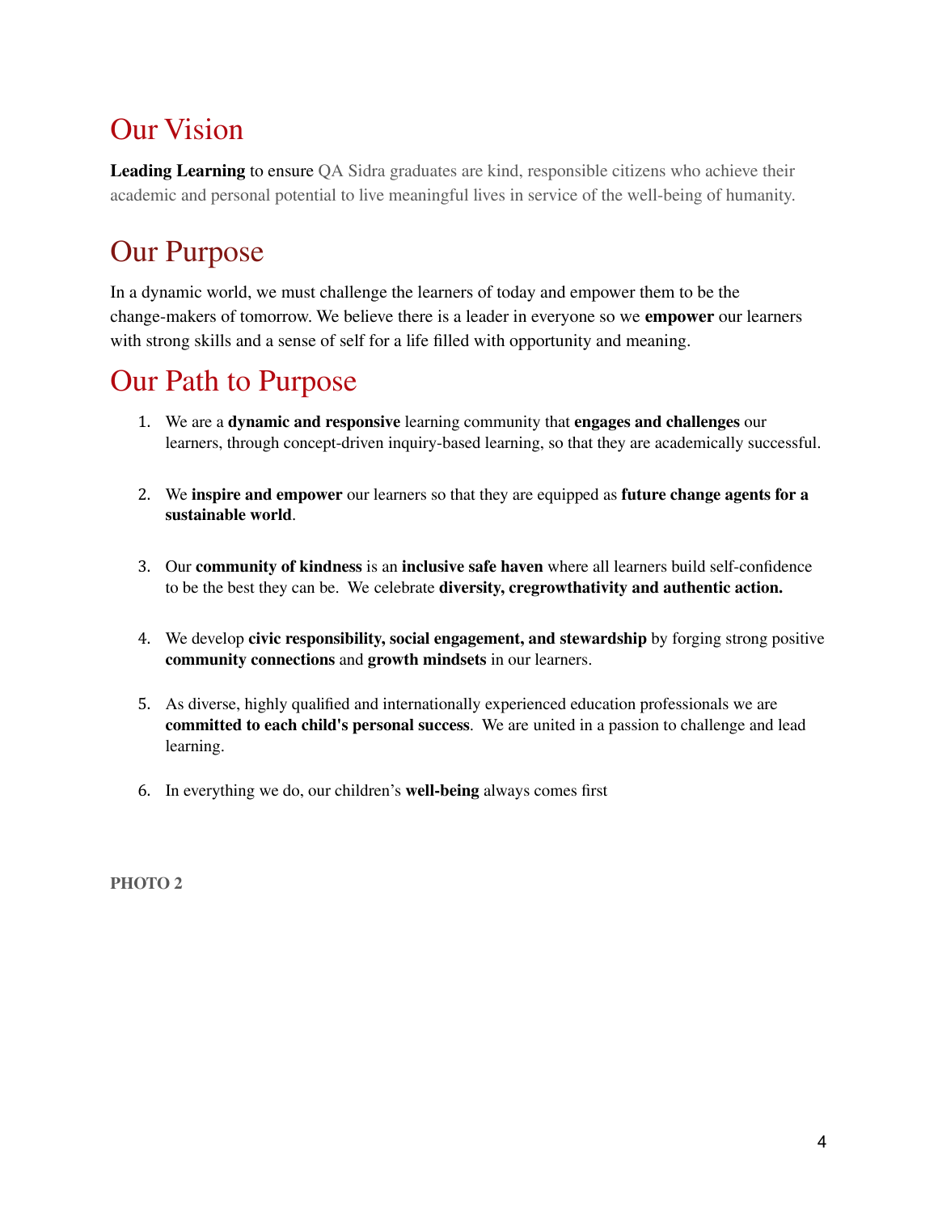# Our Vision

**Leading Learning** to ensure QA Sidra graduates are kind, responsible citizens who achieve their academic and personal potential to live meaningful lives in service of the well-being of humanity.

# Our Purpose

In a dynamic world, we must challenge the learners of today and empower them to be the change-makers of tomorrow. We believe there is a leader in everyone so we **empower** our learners with strong skills and a sense of self for a life filled with opportunity and meaning.

# Our Path to Purpose

1. We are a **dynamic and responsive** learning community that **engages and challenges** our learners, through concept-driven inquiry-based learning, so that they are academically successful.

2. We **inspire and empower** our learners so that they are equipped as **future change agents for a sustainable world**.

3. Our **community of kindness** is an **inclusive safe haven** where all learners build self-confidence to be the best they can be. We celebrate **diversity, cregrowthativity and authentic action.**

4. We develop **civic responsibility, social engagement, and stewardship** by forging strong positive **community connections** and **growth mindsets** in our learners.

5. As diverse, highly qualified and internationally experienced education professionals we are **committed to each child's personal success**. We are united in a passion to challenge and lead learning.

6. In everything we do, our children's **well-being** always comes first

**PHOTO 2**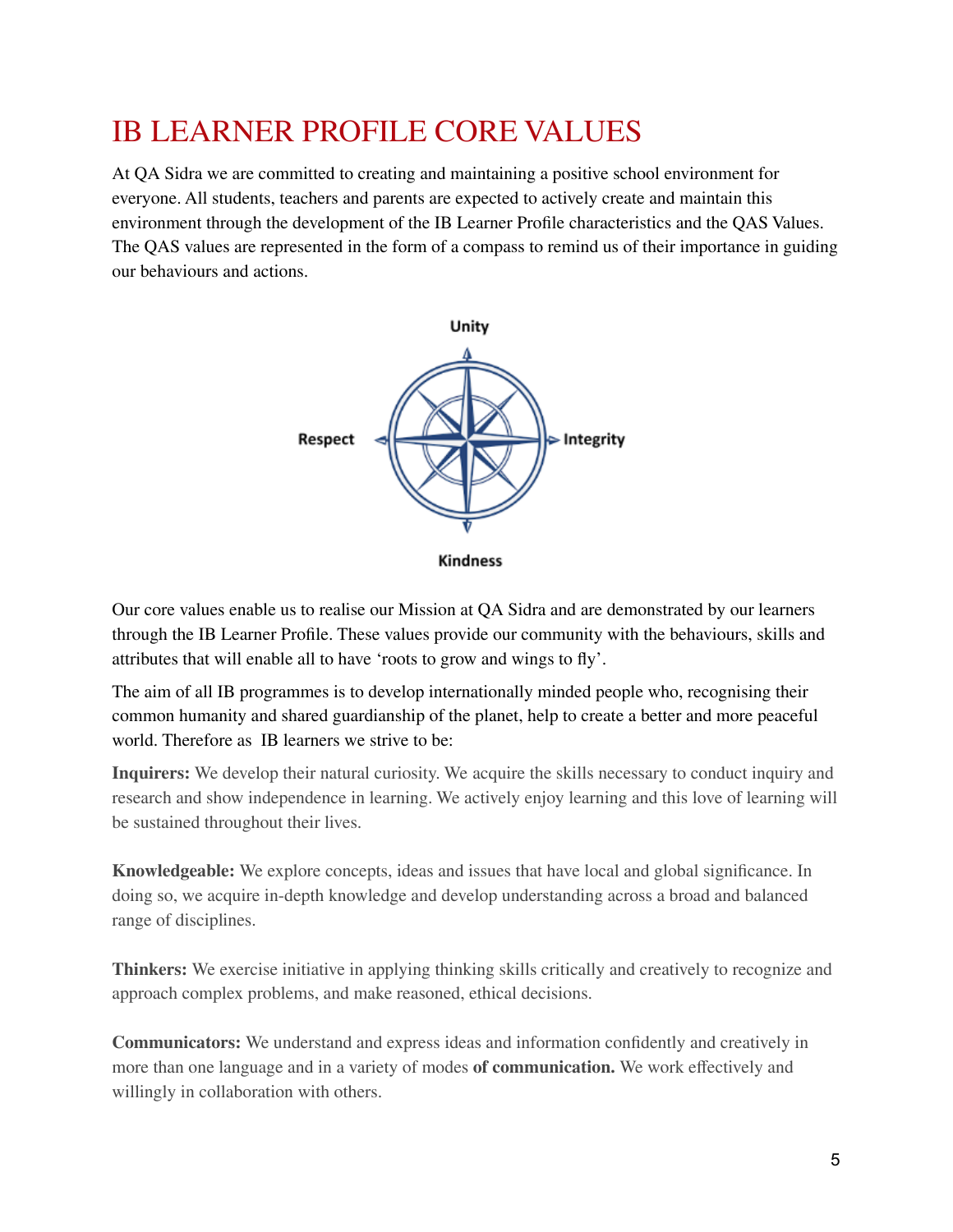# IB LEARNER PROFILE CORE VALUES

At QA Sidra we are committed to creating and maintaining a positive school environment for everyone. All students, teachers and parents are expected to actively create and maintain this environment through the development of the IB Learner Profile characteristics and the QAS Values. The QAS values are represented in the form of a compass to remind us of their importance in guiding our behaviours and actions.

Unity

Respect

Integrity

Kindness

Our core values enable us to realise our Mission at QA Sidra and are demonstrated by our learners through the IB Learner Profile. These values provide our community with the behaviours, skills and attributes that will enable all to have 'roots to grow and wings to fly'.

The aim of all IB programmes is to develop internationally minded people who, recognising their common humanity and shared guardianship of the planet, help to create a better and more peaceful world. Therefore as IB learners we strive to be:

**Inquirers:** We develop their natural curiosity. We acquire the skills necessary to conduct inquiry and research and show independence in learning. We actively enjoy learning and this love of learning will be sustained throughout their lives.

**Knowledgeable:** We explore concepts, ideas and issues that have local and global significance. In doing so, we acquire in-depth knowledge and develop understanding across a broad and balanced range of disciplines.

**Thinkers:** We exercise initiative in applying thinking skills critically and creatively to recognize and approach complex problems, and make reasoned, ethical decisions.

**Communicators:** We understand and express ideas and information confidently and creatively in more than one language and in a variety of modes **of communication.** We work effectively and willingly in collaboration with others.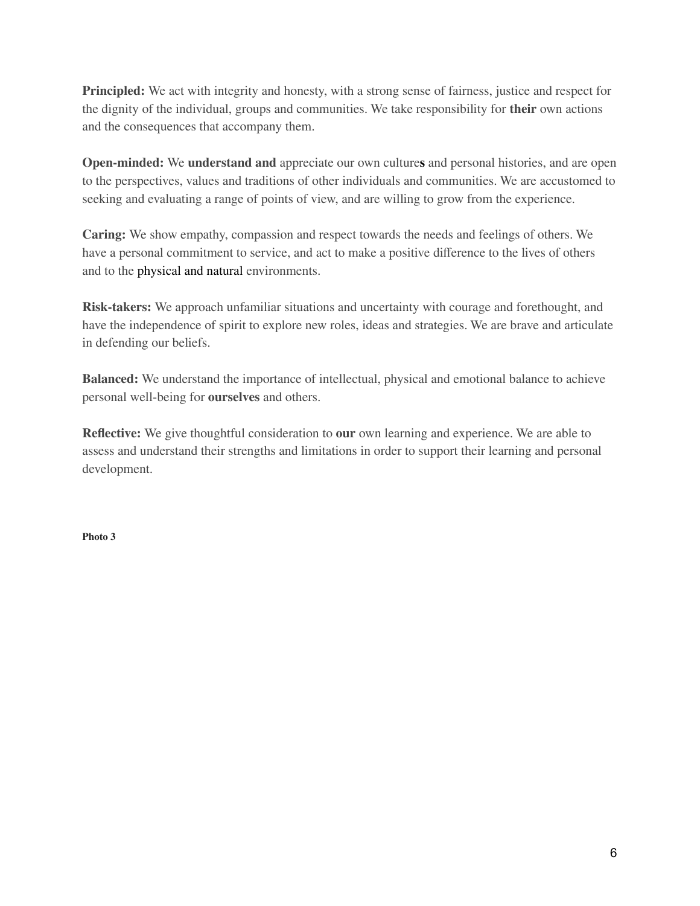**Principled:** We act with integrity and honesty, with a strong sense of fairness, justice and respect for the dignity of the individual, groups and communities. We take responsibility for **their** own actions and the consequences that accompany them.

**Open-minded:** We **understand and** appreciate our own culture**s** and personal histories, and are open to the perspectives, values and traditions of other individuals and communities. We are accustomed to seeking and evaluating a range of points of view, and are willing to grow from the experience.

**Caring:** We show empathy, compassion and respect towards the needs and feelings of others. We have a personal commitment to service, and act to make a positive difference to the lives of others and to the physical and natural environments.

**Risk-takers:** We approach unfamiliar situations and uncertainty with courage and forethought, and have the independence of spirit to explore new roles, ideas and strategies. We are brave and articulate in defending our beliefs.

**Balanced:** We understand the importance of intellectual, physical and emotional balance to achieve personal well-being for **ourselves** and others.

**Reflective:** We give thoughtful consideration to **our** own learning and experience. We are able to assess and understand their strengths and limitations in order to support their learning and personal development.

**Photo 3**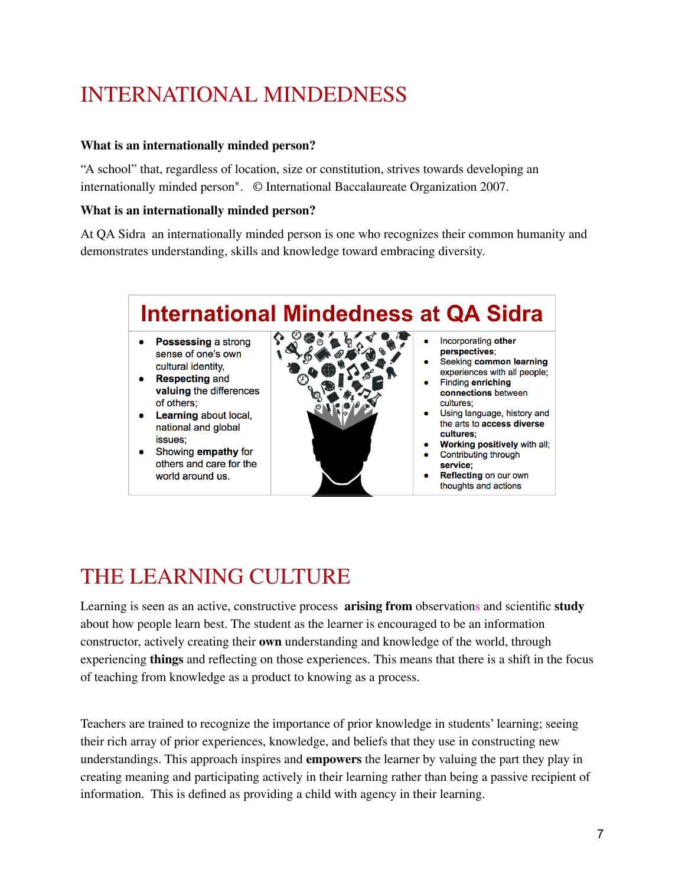# INTERNATIONAL MINDEDNESS

**What is an internationally minded person?**

"A school" that, regardless of location, size or constitution, strives towards developing an internationally minded person". © International Baccalaureate Organization 2007.

**What is an internationally minded person?**

At QA Sidra an internationally minded person is one who recognizes their common humanity and demonstrates understanding, skills and knowledge toward embracing diversity.

## International Mindedness at QA Sidra

- **Possessing** a strong sense of one's own cultural identity,
- **Respecting** and **valuing** the differences of others;
- **Learning** about local, national and global issues;
- Showing **empathy** for others and care for the world around us.

- Incorporating **other perspectives**;
- Seeking **common learning** experiences with all people;
- Finding **enriching connections** between cultures;
- Using language, history and the arts to **access diverse cultures**;
- **Working positively** with all;
- Contributing through **service**;
- **Reflecting** on our own thoughts and actions

# THE LEARNING CULTURE

Learning is seen as an active, constructive process **arising from** observations and scientific **study** about how people learn best. The student as the learner is encouraged to be an information constructor, actively creating their **own** understanding and knowledge of the world, through experiencing **things** and reflecting on those experiences. This means that there is a shift in the focus of teaching from knowledge as a product to knowing as a process.

Teachers are trained to recognize the importance of prior knowledge in students' learning; seeing their rich array of prior experiences, knowledge, and beliefs that they use in constructing new understandings. This approach inspires and **empowers** the learner by valuing the part they play in creating meaning and participating actively in their learning rather than being a passive recipient of information. This is defined as providing a child with agency in their learning.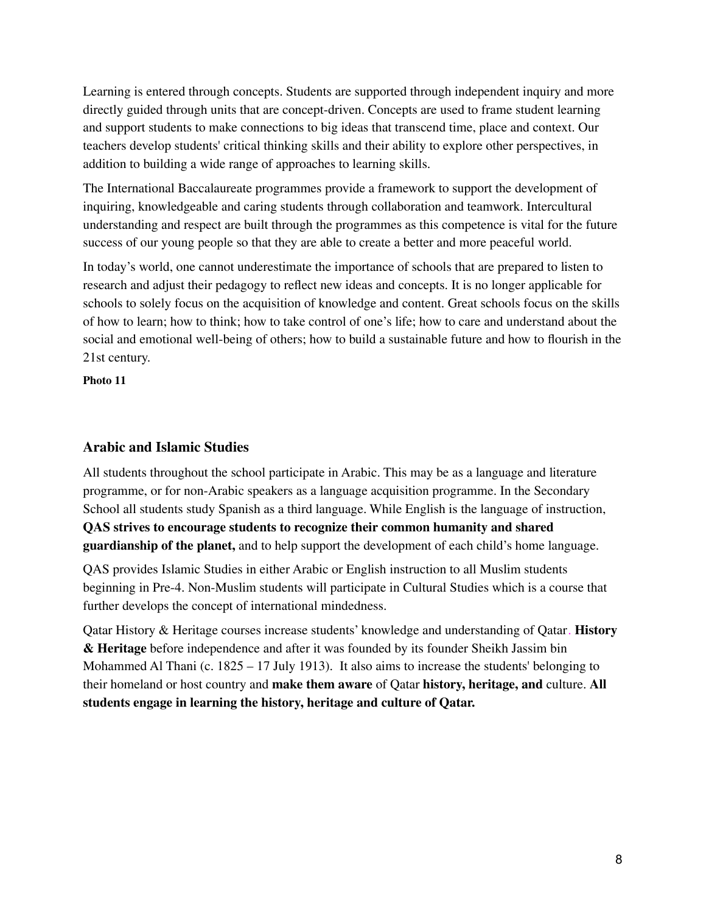Learning is entered through concepts. Students are supported through independent inquiry and more directly guided through units that are concept-driven. Concepts are used to frame student learning and support students to make connections to big ideas that transcend time, place and context. Our teachers develop students' critical thinking skills and their ability to explore other perspectives, in addition to building a wide range of approaches to learning skills.

The International Baccalaureate programmes provide a framework to support the development of inquiring, knowledgeable and caring students through collaboration and teamwork. Intercultural understanding and respect are built through the programmes as this competence is vital for the future success of our young people so that they are able to create a better and more peaceful world.

In today's world, one cannot underestimate the importance of schools that are prepared to listen to research and adjust their pedagogy to reflect new ideas and concepts. It is no longer applicable for schools to solely focus on the acquisition of knowledge and content. Great schools focus on the skills of how to learn; how to think; how to take control of one's life; how to care and understand about the social and emotional well-being of others; how to build a sustainable future and how to flourish in the 21st century.

**Photo 11**

## Arabic and Islamic Studies

All students throughout the school participate in Arabic. This may be as a language and literature programme, or for non-Arabic speakers as a language acquisition programme. In the Secondary School all students study Spanish as a third language. While English is the language of instruction, **QAS strives to encourage students to recognize their common humanity and shared guardianship of the planet,** and to help support the development of each child's home language.

QAS provides Islamic Studies in either Arabic or English instruction to all Muslim students beginning in Pre-4. Non-Muslim students will participate in Cultural Studies which is a course that further develops the concept of international mindedness.

Qatar History & Heritage courses increase students' knowledge and understanding of Qatar. **History & Heritage** before independence and after it was founded by its founder Sheikh Jassim bin Mohammed Al Thani (c. 1825 – 17 July 1913). It also aims to increase the students' belonging to their homeland or host country and **make them aware** of Qatar **history, heritage, and** culture. **All students engage in learning the history, heritage and culture of Qatar.**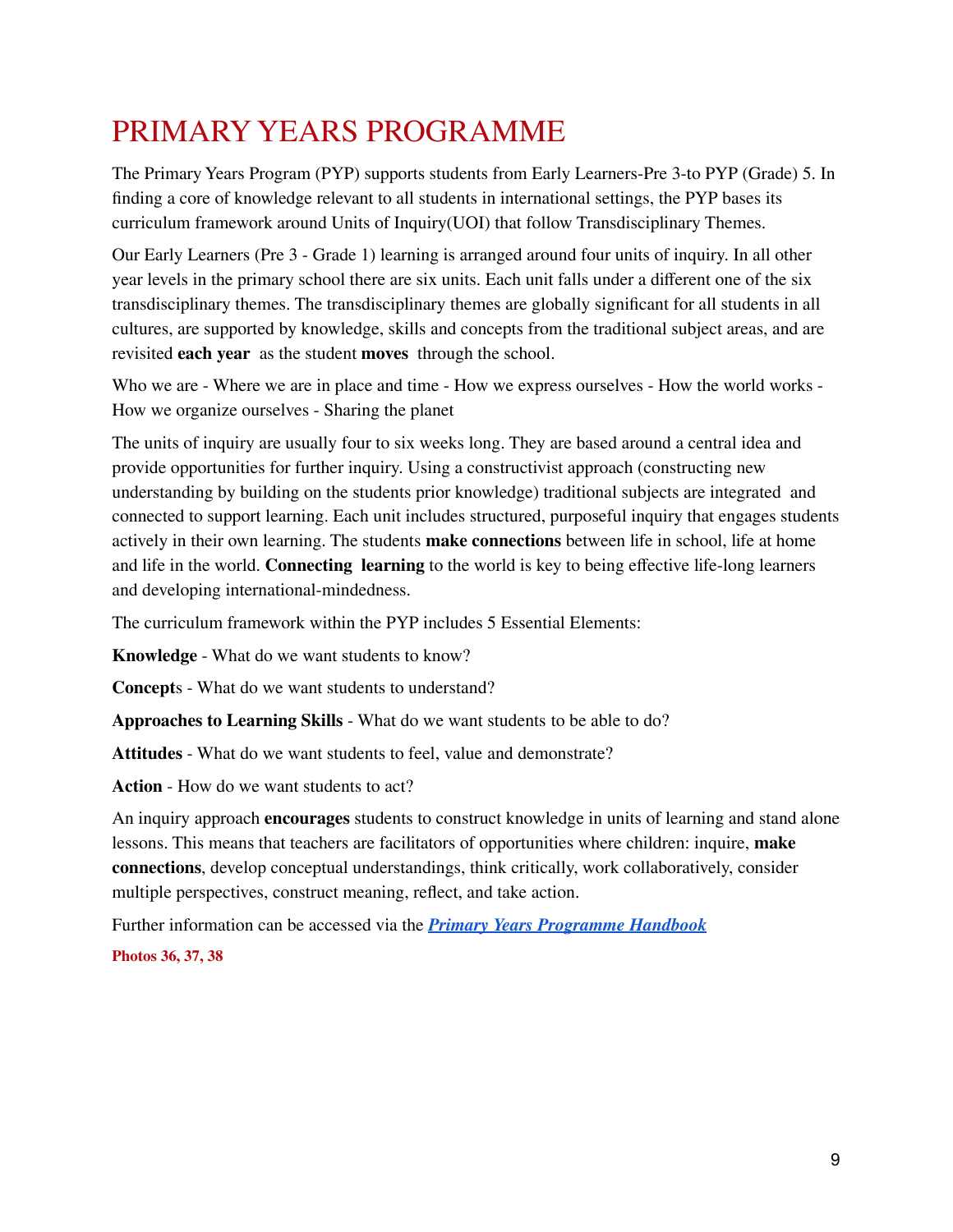# PRIMARY YEARS PROGRAMME

The Primary Years Program (PYP) supports students from Early Learners-Pre 3-to PYP (Grade) 5. In finding a core of knowledge relevant to all students in international settings, the PYP bases its curriculum framework around Units of Inquiry(UOI) that follow Transdisciplinary Themes.

Our Early Learners (Pre 3 - Grade 1) learning is arranged around four units of inquiry. In all other year levels in the primary school there are six units. Each unit falls under a different one of the six transdisciplinary themes. The transdisciplinary themes are globally significant for all students in all cultures, are supported by knowledge, skills and concepts from the traditional subject areas, and are revisited **each year** as the student **moves** through the school.

Who we are - Where we are in place and time - How we express ourselves - How the world works - How we organize ourselves - Sharing the planet

The units of inquiry are usually four to six weeks long. They are based around a central idea and provide opportunities for further inquiry. Using a constructivist approach (constructing new understanding by building on the students prior knowledge) traditional subjects are integrated and connected to support learning. Each unit includes structured, purposeful inquiry that engages students actively in their own learning. The students **make connections** between life in school, life at home and life in the world. **Connecting learning** to the world is key to being effective life-long learners and developing international-mindedness.

The curriculum framework within the PYP includes 5 Essential Elements:

**Knowledge** - What do we want students to know?

**Concept**s - What do we want students to understand?

**Approaches to Learning Skills** - What do we want students to be able to do?

**Attitudes** - What do we want students to feel, value and demonstrate?

**Action** - How do we want students to act?

An inquiry approach **encourages** students to construct knowledge in units of learning and stand alone lessons. This means that teachers are facilitators of opportunities where children: inquire, **make connections**, develop conceptual understandings, think critically, work collaboratively, consider multiple perspectives, construct meaning, reflect, and take action.

Further information can be accessed via the ***Primary Years Programme Handbook***

**Photos 36, 37, 38**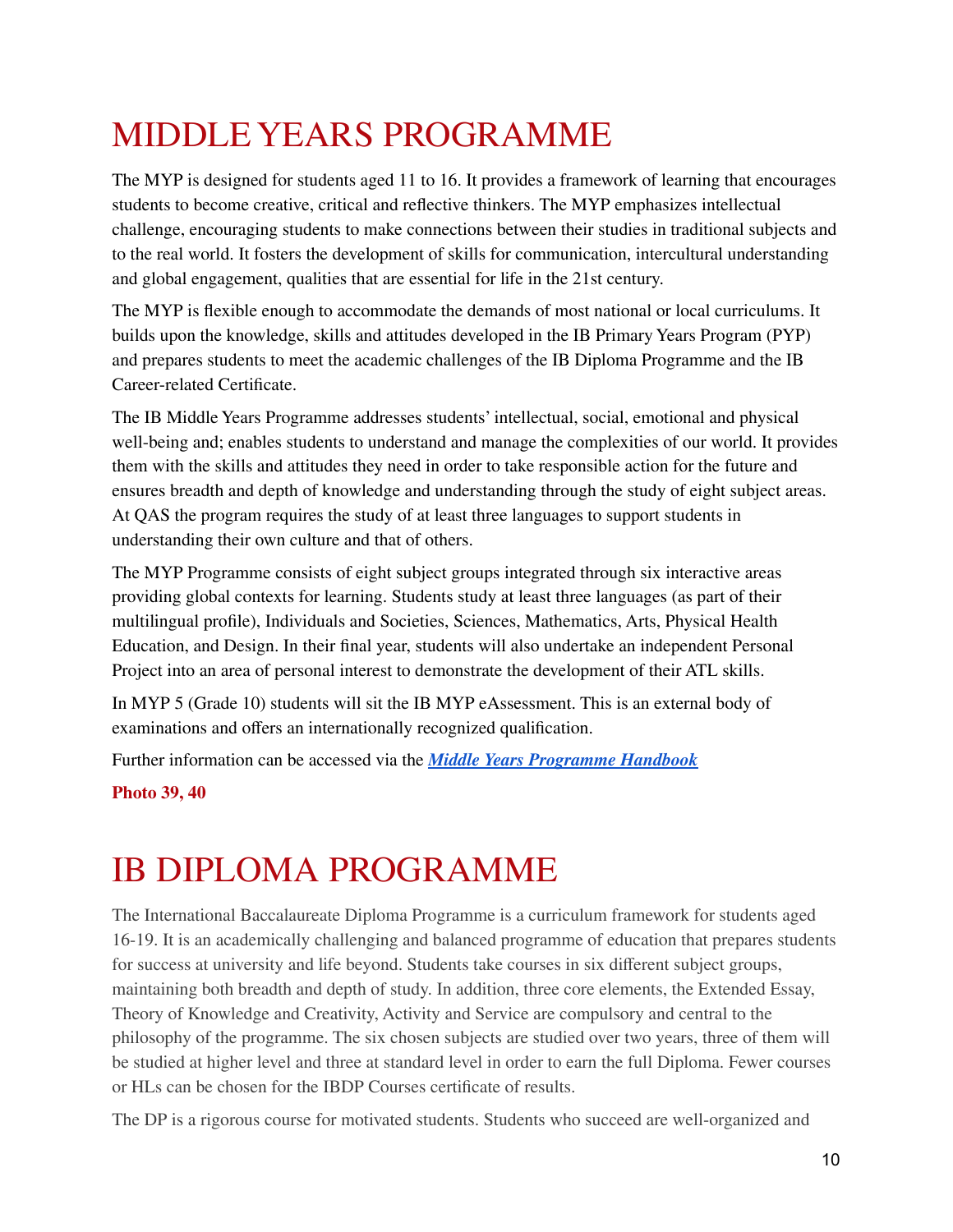# MIDDLE YEARS PROGRAMME

The MYP is designed for students aged 11 to 16. It provides a framework of learning that encourages students to become creative, critical and reflective thinkers. The MYP emphasizes intellectual challenge, encouraging students to make connections between their studies in traditional subjects and to the real world. It fosters the development of skills for communication, intercultural understanding and global engagement, qualities that are essential for life in the 21st century.

The MYP is flexible enough to accommodate the demands of most national or local curriculums. It builds upon the knowledge, skills and attitudes developed in the IB Primary Years Program (PYP) and prepares students to meet the academic challenges of the IB Diploma Programme and the IB Career-related Certificate.

The IB Middle Years Programme addresses students' intellectual, social, emotional and physical well-being and; enables students to understand and manage the complexities of our world. It provides them with the skills and attitudes they need in order to take responsible action for the future and ensures breadth and depth of knowledge and understanding through the study of eight subject areas. At QAS the program requires the study of at least three languages to support students in understanding their own culture and that of others.

The MYP Programme consists of eight subject groups integrated through six interactive areas providing global contexts for learning. Students study at least three languages (as part of their multilingual profile), Individuals and Societies, Sciences, Mathematics, Arts, Physical Health Education, and Design. In their final year, students will also undertake an independent Personal Project into an area of personal interest to demonstrate the development of their ATL skills.

In MYP 5 (Grade 10) students will sit the IB MYP eAssessment. This is an external body of examinations and offers an internationally recognized qualification.

Further information can be accessed via the ***Middle Years Programme Handbook***

**Photo 39, 40**

# IB DIPLOMA PROGRAMME

The International Baccalaureate Diploma Programme is a curriculum framework for students aged 16-19. It is an academically challenging and balanced programme of education that prepares students for success at university and life beyond. Students take courses in six different subject groups, maintaining both breadth and depth of study. In addition, three core elements, the Extended Essay, Theory of Knowledge and Creativity, Activity and Service are compulsory and central to the philosophy of the programme. The six chosen subjects are studied over two years, three of them will be studied at higher level and three at standard level in order to earn the full Diploma. Fewer courses or HLs can be chosen for the IBDP Courses certificate of results.

The DP is a rigorous course for motivated students. Students who succeed are well-organized and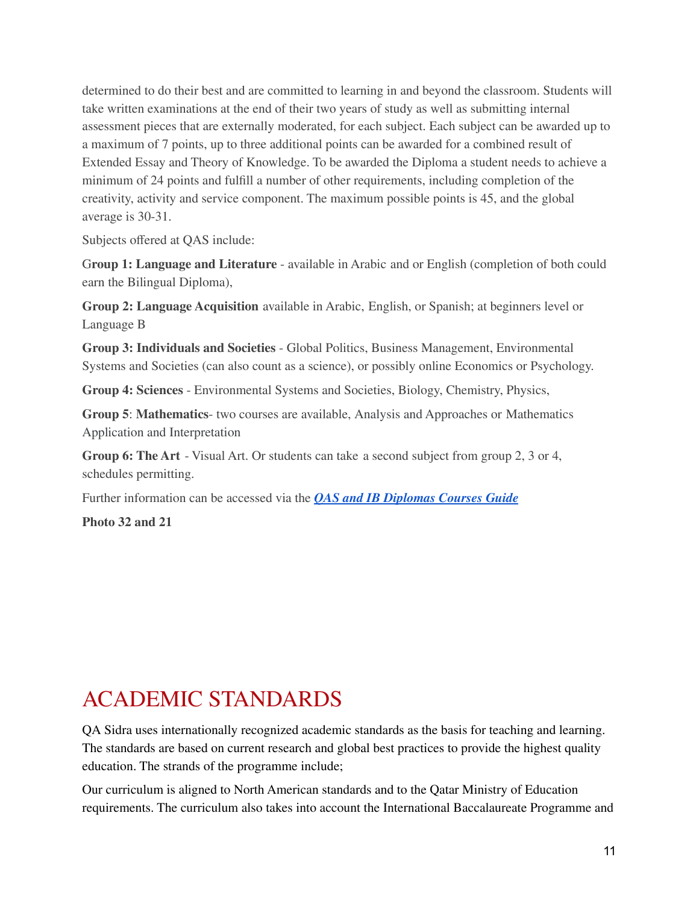determined to do their best and are committed to learning in and beyond the classroom. Students will take written examinations at the end of their two years of study as well as submitting internal assessment pieces that are externally moderated, for each subject. Each subject can be awarded up to a maximum of 7 points, up to three additional points can be awarded for a combined result of Extended Essay and Theory of Knowledge. To be awarded the Diploma a student needs to achieve a minimum of 24 points and fulfill a number of other requirements, including completion of the creativity, activity and service component. The maximum possible points is 45, and the global average is 30-31.

Subjects offered at QAS include:

**Group 1: Language and Literature** - available in Arabic and or English (completion of both could earn the Bilingual Diploma),

**Group 2: Language Acquisition** available in Arabic, English, or Spanish; at beginners level or Language B

**Group 3: Individuals and Societies** - Global Politics, Business Management, Environmental Systems and Societies (can also count as a science), or possibly online Economics or Psychology.

**Group 4: Sciences** - Environmental Systems and Societies, Biology, Chemistry, Physics,

**Group 5**: **Mathematics**- two courses are available, Analysis and Approaches or Mathematics Application and Interpretation

**Group 6: The Art** - Visual Art. Or students can take a second subject from group 2, 3 or 4, schedules permitting.

Further information can be accessed via the ***QAS and IB Diplomas Courses Guide***

**Photo 32 and 21**

# ACADEMIC STANDARDS

QA Sidra uses internationally recognized academic standards as the basis for teaching and learning. The standards are based on current research and global best practices to provide the highest quality education. The strands of the programme include;

Our curriculum is aligned to North American standards and to the Qatar Ministry of Education requirements. The curriculum also takes into account the International Baccalaureate Programme and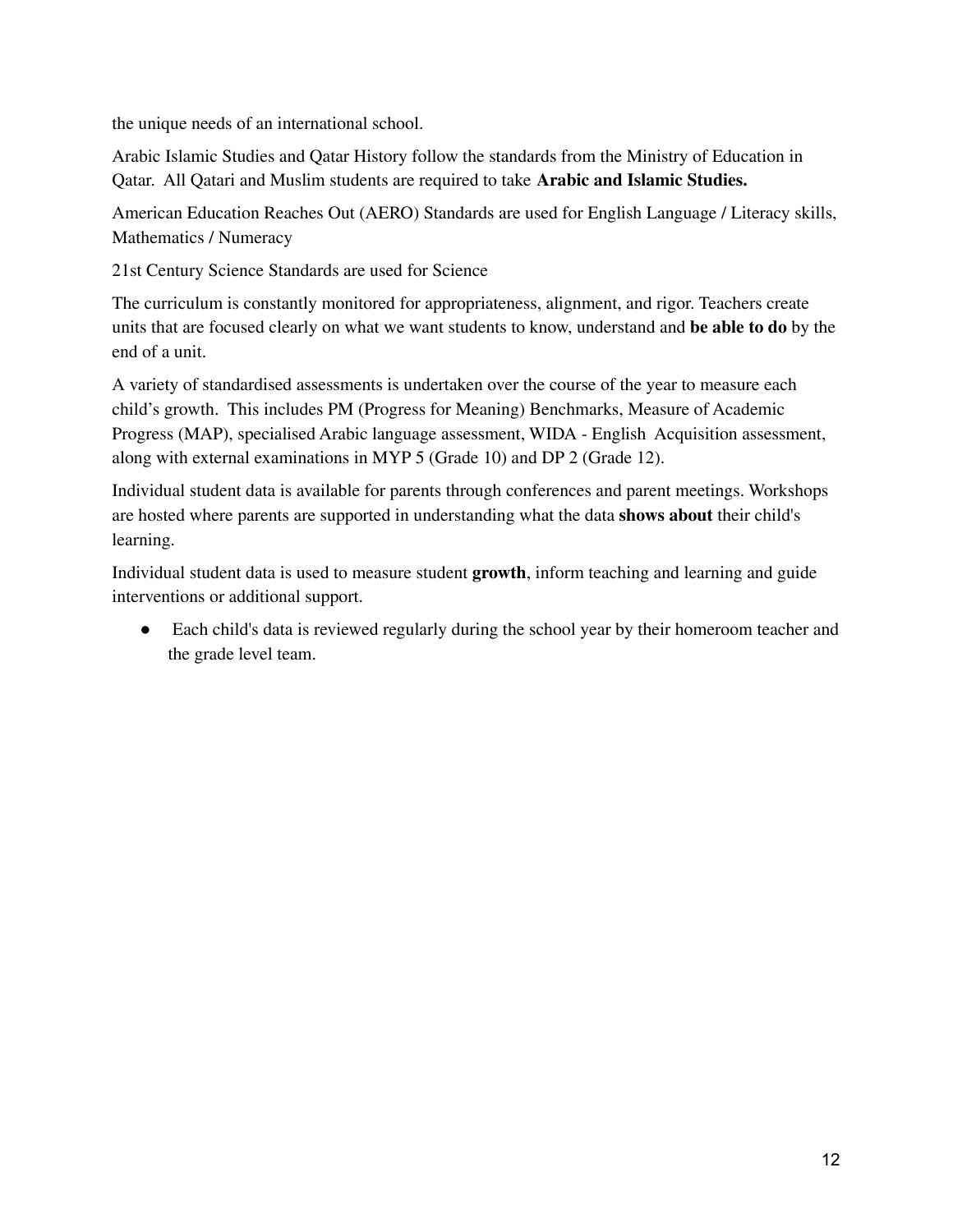the unique needs of an international school.

Arabic Islamic Studies and Qatar History follow the standards from the Ministry of Education in Qatar. All Qatari and Muslim students are required to take **Arabic and Islamic Studies.**

American Education Reaches Out (AERO) Standards are used for English Language / Literacy skills, Mathematics / Numeracy

21st Century Science Standards are used for Science

The curriculum is constantly monitored for appropriateness, alignment, and rigor. Teachers create units that are focused clearly on what we want students to know, understand and **be able to do** by the end of a unit.

A variety of standardised assessments is undertaken over the course of the year to measure each child's growth. This includes PM (Progress for Meaning) Benchmarks, Measure of Academic Progress (MAP), specialised Arabic language assessment, WIDA - English Acquisition assessment, along with external examinations in MYP 5 (Grade 10) and DP 2 (Grade 12).

Individual student data is available for parents through conferences and parent meetings. Workshops are hosted where parents are supported in understanding what the data **shows about** their child's learning.

Individual student data is used to measure student **growth**, inform teaching and learning and guide interventions or additional support.

- Each child's data is reviewed regularly during the school year by their homeroom teacher and the grade level team.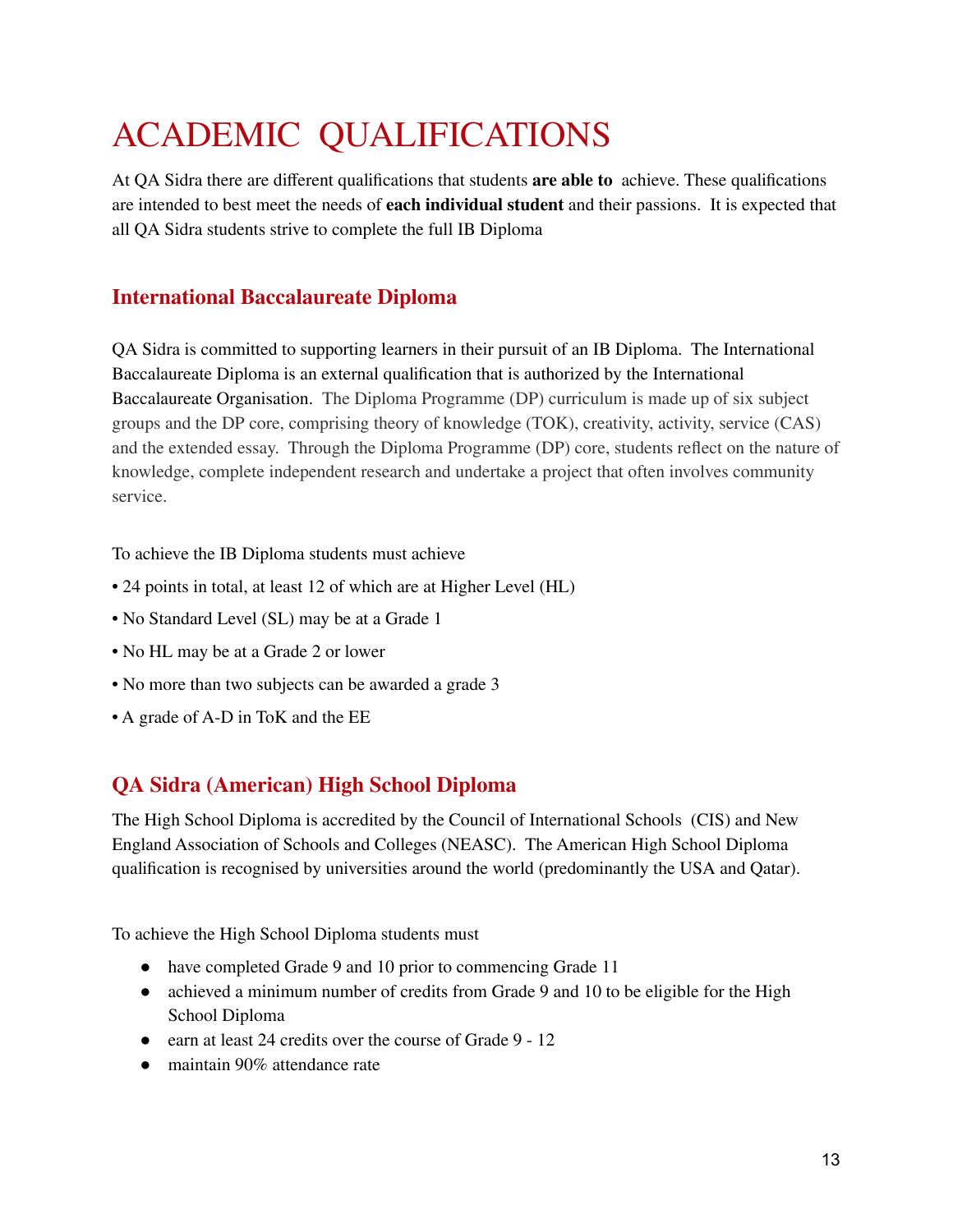# ACADEMIC QUALIFICATIONS

At QA Sidra there are different qualifications that students **are able to** achieve. These qualifications are intended to best meet the needs of **each individual student** and their passions. It is expected that all QA Sidra students strive to complete the full IB Diploma

## International Baccalaureate Diploma

QA Sidra is committed to supporting learners in their pursuit of an IB Diploma. The International Baccalaureate Diploma is an external qualification that is authorized by the International Baccalaureate Organisation. The Diploma Programme (DP) curriculum is made up of six subject groups and the DP core, comprising theory of knowledge (TOK), creativity, activity, service (CAS) and the extended essay. Through the Diploma Programme (DP) core, students reflect on the nature of knowledge, complete independent research and undertake a project that often involves community service.

To achieve the IB Diploma students must achieve

- 24 points in total, at least 12 of which are at Higher Level (HL)
- No Standard Level (SL) may be at a Grade 1
- No HL may be at a Grade 2 or lower
- No more than two subjects can be awarded a grade 3
- A grade of A-D in ToK and the EE

## QA Sidra (American) High School Diploma

The High School Diploma is accredited by the Council of International Schools (CIS) and New England Association of Schools and Colleges (NEASC). The American High School Diploma qualification is recognised by universities around the world (predominantly the USA and Qatar).

To achieve the High School Diploma students must

- have completed Grade 9 and 10 prior to commencing Grade 11
- achieved a minimum number of credits from Grade 9 and 10 to be eligible for the High School Diploma
- earn at least 24 credits over the course of Grade 9 - 12
- maintain 90% attendance rate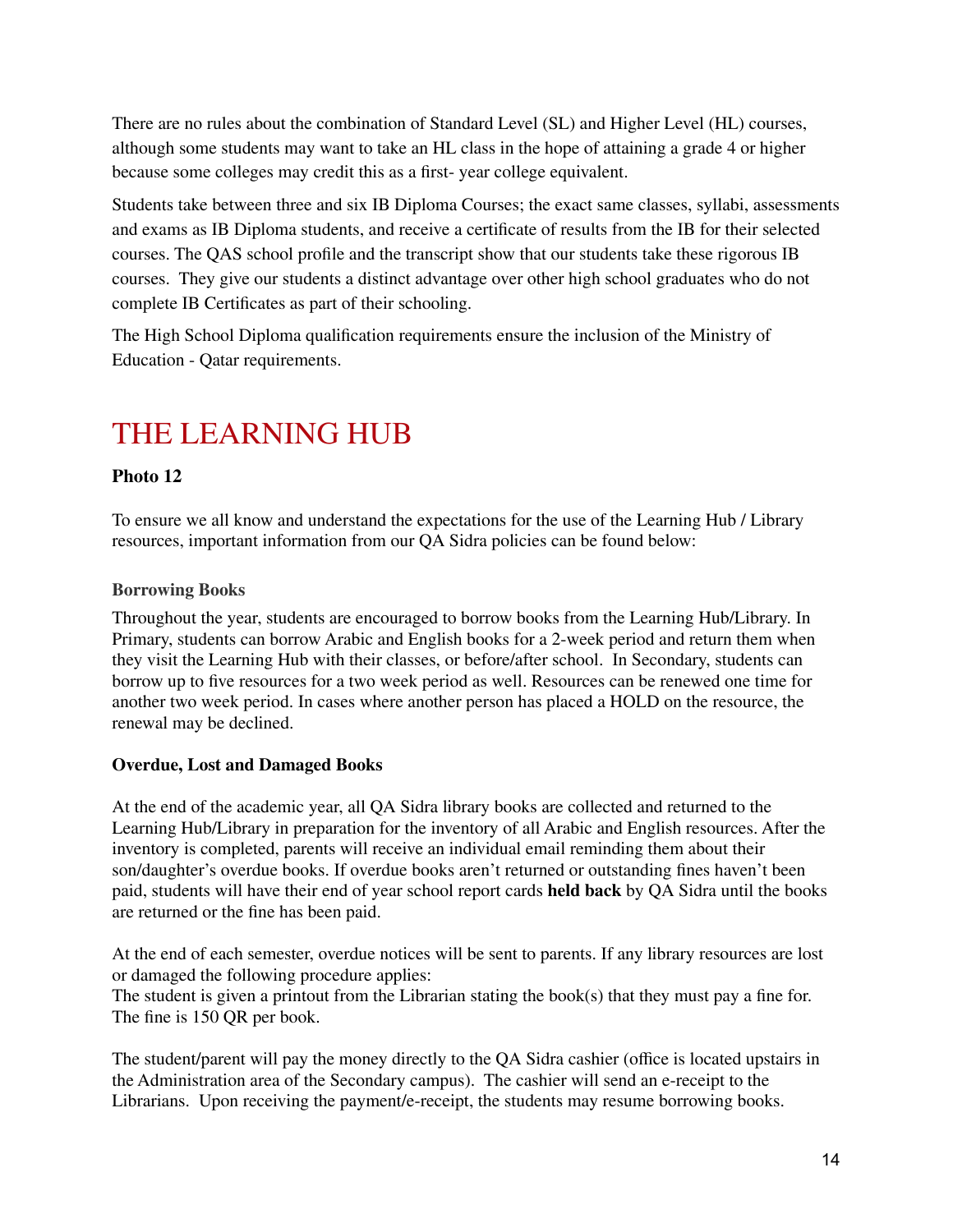There are no rules about the combination of Standard Level (SL) and Higher Level (HL) courses, although some students may want to take an HL class in the hope of attaining a grade 4 or higher because some colleges may credit this as a first- year college equivalent.

Students take between three and six IB Diploma Courses; the exact same classes, syllabi, assessments and exams as IB Diploma students, and receive a certificate of results from the IB for their selected courses. The QAS school profile and the transcript show that our students take these rigorous IB courses. They give our students a distinct advantage over other high school graduates who do not complete IB Certificates as part of their schooling.

The High School Diploma qualification requirements ensure the inclusion of the Ministry of Education - Qatar requirements.

# THE LEARNING HUB

**Photo 12**

To ensure we all know and understand the expectations for the use of the Learning Hub / Library resources, important information from our QA Sidra policies can be found below:

### Borrowing Books

Throughout the year, students are encouraged to borrow books from the Learning Hub/Library. In Primary, students can borrow Arabic and English books for a 2-week period and return them when they visit the Learning Hub with their classes, or before/after school. In Secondary, students can borrow up to five resources for a two week period as well. Resources can be renewed one time for another two week period. In cases where another person has placed a HOLD on the resource, the renewal may be declined.

### Overdue, Lost and Damaged Books

At the end of the academic year, all QA Sidra library books are collected and returned to the Learning Hub/Library in preparation for the inventory of all Arabic and English resources. After the inventory is completed, parents will receive an individual email reminding them about their son/daughter's overdue books. If overdue books aren't returned or outstanding fines haven't been paid, students will have their end of year school report cards **held back** by QA Sidra until the books are returned or the fine has been paid.

At the end of each semester, overdue notices will be sent to parents. If any library resources are lost or damaged the following procedure applies:
The student is given a printout from the Librarian stating the book(s) that they must pay a fine for. The fine is 150 QR per book.

The student/parent will pay the money directly to the QA Sidra cashier (office is located upstairs in the Administration area of the Secondary campus). The cashier will send an e-receipt to the Librarians. Upon receiving the payment/e-receipt, the students may resume borrowing books.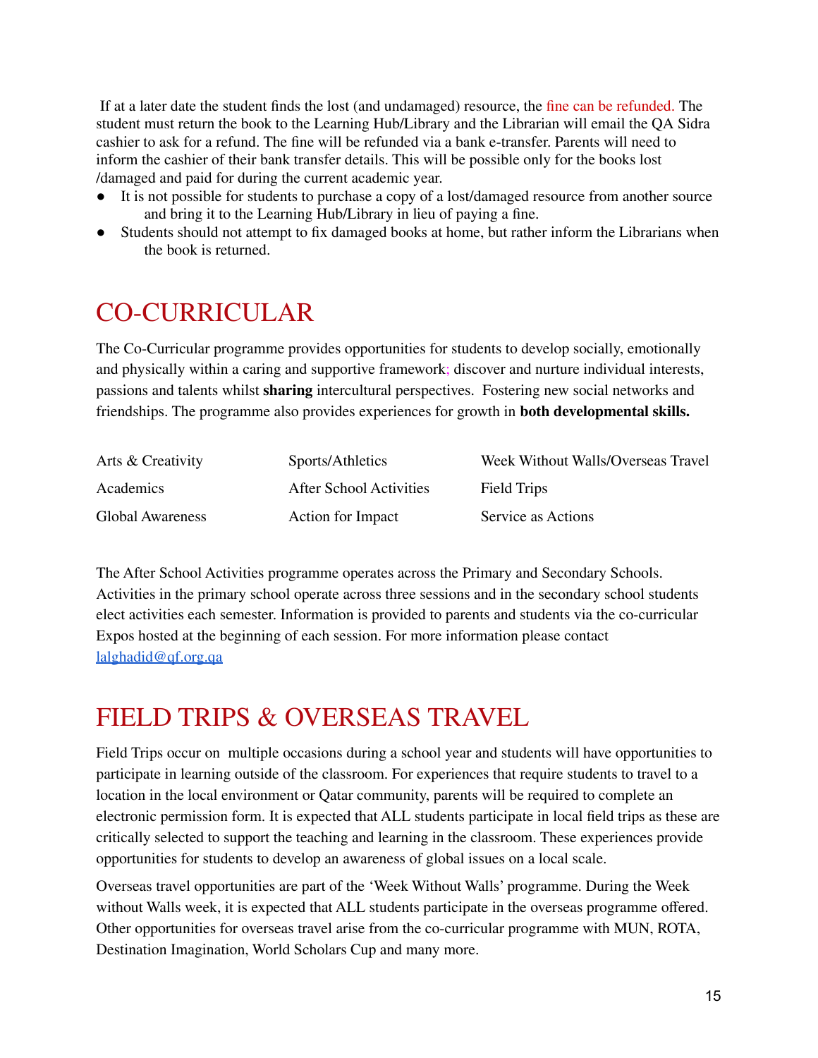If at a later date the student finds the lost (and undamaged) resource, the fine can be refunded. The student must return the book to the Learning Hub/Library and the Librarian will email the QA Sidra cashier to ask for a refund. The fine will be refunded via a bank e-transfer. Parents will need to inform the cashier of their bank transfer details. This will be possible only for the books lost /damaged and paid for during the current academic year.

- It is not possible for students to purchase a copy of a lost/damaged resource from another source and bring it to the Learning Hub/Library in lieu of paying a fine.
- Students should not attempt to fix damaged books at home, but rather inform the Librarians when the book is returned.

# CO-CURRICULAR

The Co-Curricular programme provides opportunities for students to develop socially, emotionally and physically within a caring and supportive framework; discover and nurture individual interests, passions and talents whilst **sharing** intercultural perspectives. Fostering new social networks and friendships. The programme also provides experiences for growth in **both developmental skills.**

| | | |
|---|---|---|
| Arts & Creativity | Sports/Athletics | Week Without Walls/Overseas Travel |
| Academics | After School Activities | Field Trips |
| Global Awareness | Action for Impact | Service as Actions |

The After School Activities programme operates across the Primary and Secondary Schools. Activities in the primary school operate across three sessions and in the secondary school students elect activities each semester. Information is provided to parents and students via the co-curricular Expos hosted at the beginning of each session. For more information please contact lalghadid@qf.org.qa

# FIELD TRIPS & OVERSEAS TRAVEL

Field Trips occur on multiple occasions during a school year and students will have opportunities to participate in learning outside of the classroom. For experiences that require students to travel to a location in the local environment or Qatar community, parents will be required to complete an electronic permission form. It is expected that ALL students participate in local field trips as these are critically selected to support the teaching and learning in the classroom. These experiences provide opportunities for students to develop an awareness of global issues on a local scale.

Overseas travel opportunities are part of the 'Week Without Walls' programme. During the Week without Walls week, it is expected that ALL students participate in the overseas programme offered. Other opportunities for overseas travel arise from the co-curricular programme with MUN, ROTA, Destination Imagination, World Scholars Cup and many more.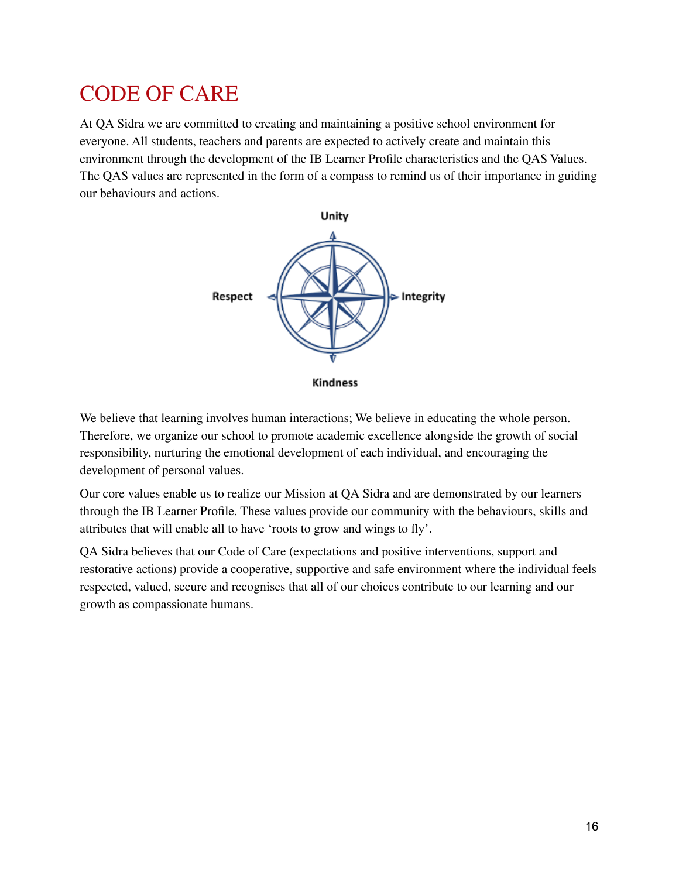# CODE OF CARE

At QA Sidra we are committed to creating and maintaining a positive school environment for everyone. All students, teachers and parents are expected to actively create and maintain this environment through the development of the IB Learner Profile characteristics and the QAS Values. The QAS values are represented in the form of a compass to remind us of their importance in guiding our behaviours and actions.

Unity

Respect

Integrity

Kindness

We believe that learning involves human interactions; We believe in educating the whole person. Therefore, we organize our school to promote academic excellence alongside the growth of social responsibility, nurturing the emotional development of each individual, and encouraging the development of personal values.

Our core values enable us to realize our Mission at QA Sidra and are demonstrated by our learners through the IB Learner Profile. These values provide our community with the behaviours, skills and attributes that will enable all to have 'roots to grow and wings to fly'.

QA Sidra believes that our Code of Care (expectations and positive interventions, support and restorative actions) provide a cooperative, supportive and safe environment where the individual feels respected, valued, secure and recognises that all of our choices contribute to our learning and our growth as compassionate humans.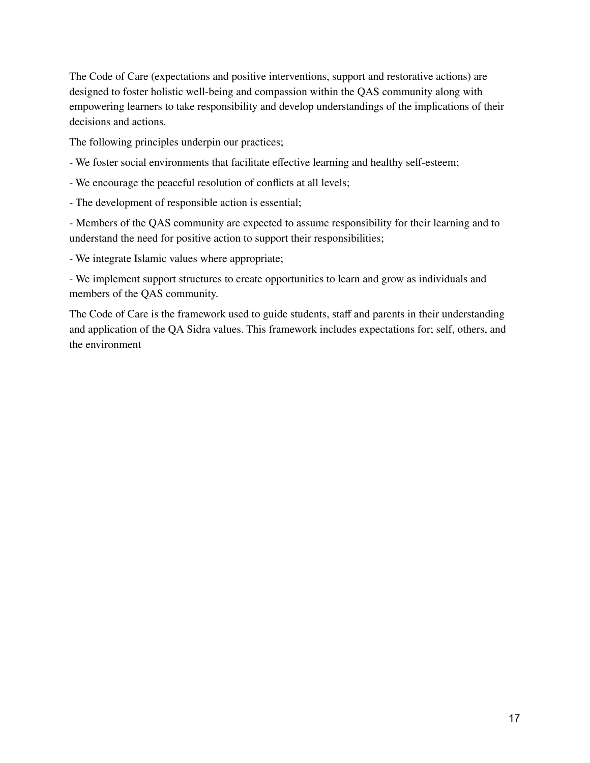The Code of Care (expectations and positive interventions, support and restorative actions) are designed to foster holistic well-being and compassion within the QAS community along with empowering learners to take responsibility and develop understandings of the implications of their decisions and actions.

The following principles underpin our practices;

- We foster social environments that facilitate effective learning and healthy self-esteem;
- We encourage the peaceful resolution of conflicts at all levels;
- The development of responsible action is essential;
- Members of the QAS community are expected to assume responsibility for their learning and to understand the need for positive action to support their responsibilities;
- We integrate Islamic values where appropriate;
- We implement support structures to create opportunities to learn and grow as individuals and members of the QAS community.

The Code of Care is the framework used to guide students, staff and parents in their understanding and application of the QA Sidra values. This framework includes expectations for; self, others, and the environment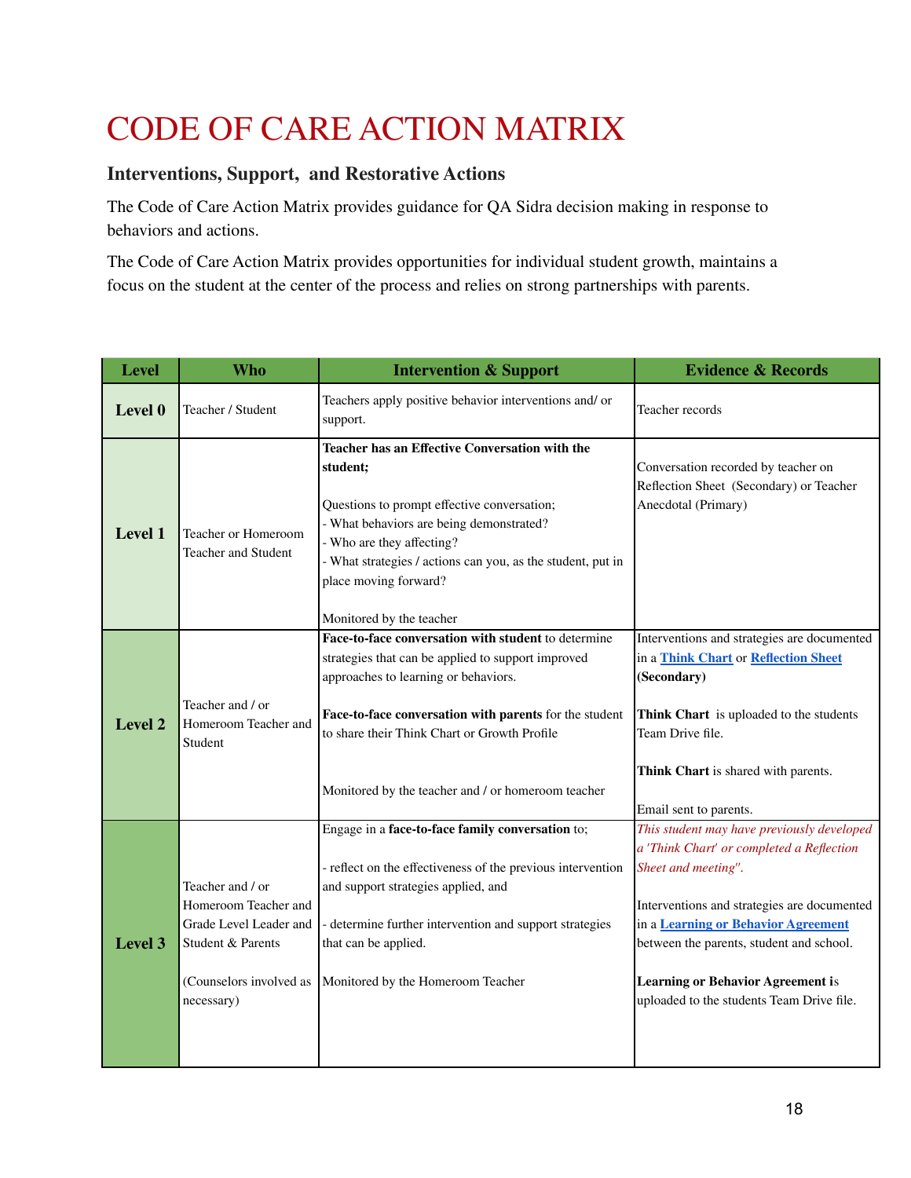# CODE OF CARE ACTION MATRIX

### Interventions, Support, and Restorative Actions

The Code of Care Action Matrix provides guidance for QA Sidra decision making in response to behaviors and actions.

The Code of Care Action Matrix provides opportunities for individual student growth, maintains a focus on the student at the center of the process and relies on strong partnerships with parents.

| Level | Who | Intervention & Support | Evidence & Records |
|---|---|---|---|
| **Level 0** | Teacher / Student | Teachers apply positive behavior interventions and/ or support. | Teacher records |
| **Level 1** | Teacher or Homeroom Teacher and Student | **Teacher has an Effective Conversation with the student;**<br><br>Questions to prompt effective conversation;<br>- What behaviors are being demonstrated?<br>- Who are they affecting?<br>- What strategies / actions can you, as the student, put in place moving forward?<br><br>Monitored by the teacher | Conversation recorded by teacher on Reflection Sheet (Secondary) or Teacher Anecdotal (Primary) |
| **Level 2** | Teacher and / or Homeroom Teacher and Student | **Face-to-face conversation with student** to determine strategies that can be applied to support improved approaches to learning or behaviors.<br><br>**Face-to-face conversation with parents** for the student to share their Think Chart or Growth Profile<br><br>Monitored by the teacher and / or homeroom teacher | Interventions and strategies are documented in a **Think Chart** or **Reflection Sheet** **(Secondary)**<br><br>**Think Chart** is uploaded to the students Team Drive file.<br><br>**Think Chart** is shared with parents.<br><br>Email sent to parents. |
| **Level 3** | Teacher and / or Homeroom Teacher and Grade Level Leader and Student & Parents<br><br>(Counselors involved as necessary) | Engage in a **face-to-face family conversation** to;<br><br>- reflect on the effectiveness of the previous intervention and support strategies applied, and<br><br>- determine further intervention and support strategies that can be applied.<br><br>Monitored by the Homeroom Teacher | *This student may have previously developed a 'Think Chart' or completed a Reflection Sheet and meeting".*<br><br>Interventions and strategies are documented in a **Learning or Behavior Agreement** between the parents, student and school.<br><br>**Learning or Behavior Agreement i**s uploaded to the students Team Drive file. |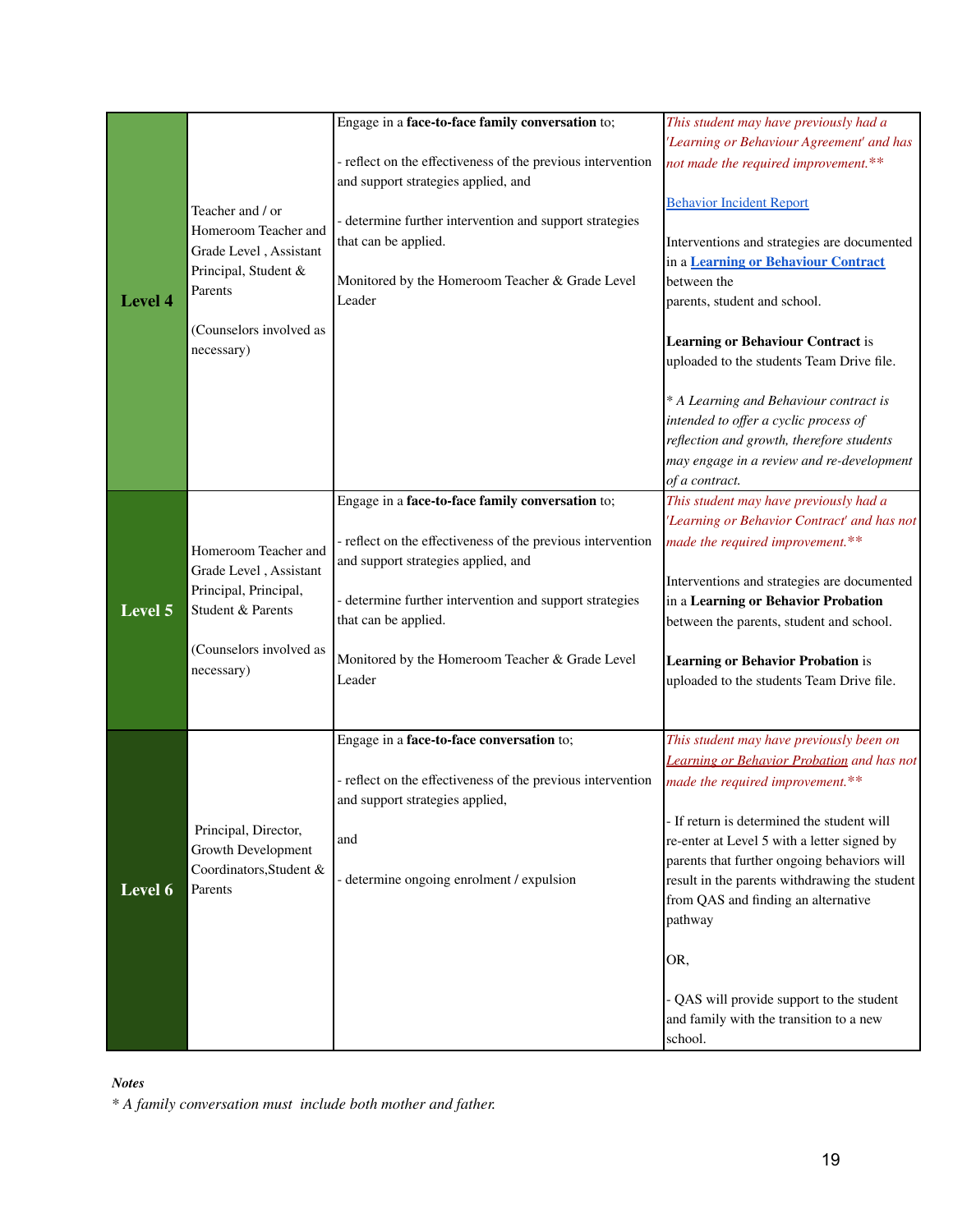| | | | |
|---|---|---|---|
| **Level 4** | Teacher and / or Homeroom Teacher and Grade Level , Assistant Principal, Student & Parents<br><br>(Counselors involved as necessary) | Engage in a **face-to-face family conversation** to;<br><br>- reflect on the effectiveness of the previous intervention and support strategies applied, and<br><br>- determine further intervention and support strategies that can be applied.<br><br>Monitored by the Homeroom Teacher & Grade Level Leader | *This student may have previously had a 'Learning or Behaviour Agreement' and has not made the required improvement.***<br><br>Behavior Incident Report<br><br>Interventions and strategies are documented in a **Learning or Behaviour Contract** between the parents, student and school.<br><br>**Learning or Behaviour Contract** is uploaded to the students Team Drive file.<br><br>*\* A Learning and Behaviour contract is intended to offer a cyclic process of reflection and growth, therefore students may engage in a review and re-development of a contract.* |
| **Level 5** | Homeroom Teacher and Grade Level , Assistant Principal, Principal, Student & Parents<br><br>(Counselors involved as necessary) | Engage in a **face-to-face family conversation** to;<br><br>- reflect on the effectiveness of the previous intervention and support strategies applied, and<br><br>- determine further intervention and support strategies that can be applied.<br><br>Monitored by the Homeroom Teacher & Grade Level Leader | *This student may have previously had a 'Learning or Behavior Contract' and has not made the required improvement.***<br><br>Interventions and strategies are documented in a **Learning or Behavior Probation** between the parents, student and school.<br><br>**Learning or Behavior Probation** is uploaded to the students Team Drive file. |
| **Level 6** | Principal, Director, Growth Development Coordinators,Student & Parents | Engage in a **face-to-face conversation** to;<br><br>- reflect on the effectiveness of the previous intervention and support strategies applied,<br><br>and<br><br>- determine ongoing enrolment / expulsion | *This student may have previously been on Learning or Behavior Probation and has not made the required improvement.***<br><br>- If return is determined the student will re-enter at Level 5 with a letter signed by parents that further ongoing behaviors will result in the parents withdrawing the student from QAS and finding an alternative pathway<br><br>OR,<br><br>- QAS will provide support to the student and family with the transition to a new school. |

***Notes***

*\* A family conversation must include both mother and father.*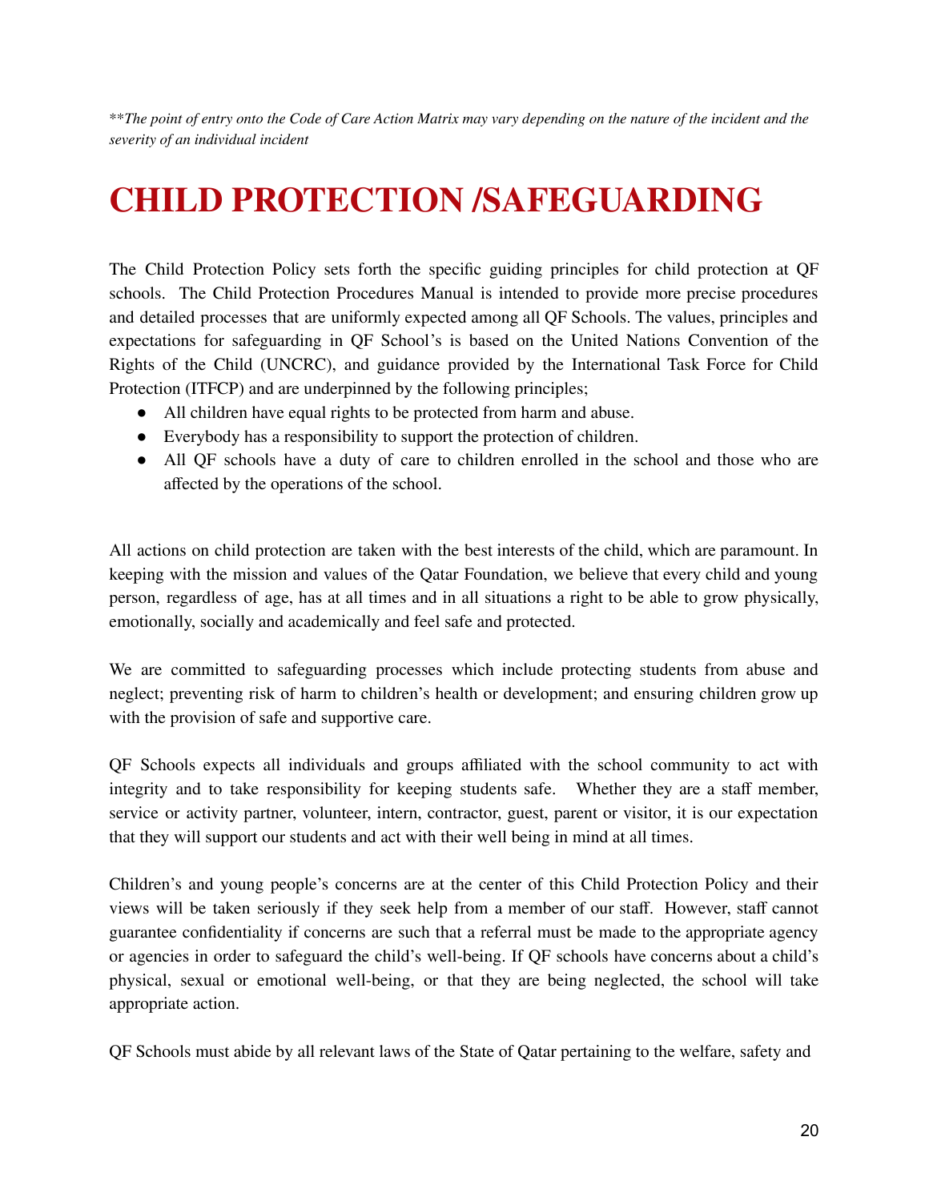*\*\*The point of entry onto the Code of Care Action Matrix may vary depending on the nature of the incident and the severity of an individual incident*

# CHILD PROTECTION /SAFEGUARDING

The Child Protection Policy sets forth the specific guiding principles for child protection at QF schools. The Child Protection Procedures Manual is intended to provide more precise procedures and detailed processes that are uniformly expected among all QF Schools. The values, principles and expectations for safeguarding in QF School's is based on the United Nations Convention of the Rights of the Child (UNCRC), and guidance provided by the International Task Force for Child Protection (ITFCP) and are underpinned by the following principles;

- All children have equal rights to be protected from harm and abuse.
- Everybody has a responsibility to support the protection of children.
- All QF schools have a duty of care to children enrolled in the school and those who are affected by the operations of the school.

All actions on child protection are taken with the best interests of the child, which are paramount. In keeping with the mission and values of the Qatar Foundation, we believe that every child and young person, regardless of age, has at all times and in all situations a right to be able to grow physically, emotionally, socially and academically and feel safe and protected.

We are committed to safeguarding processes which include protecting students from abuse and neglect; preventing risk of harm to children's health or development; and ensuring children grow up with the provision of safe and supportive care.

QF Schools expects all individuals and groups affiliated with the school community to act with integrity and to take responsibility for keeping students safe. Whether they are a staff member, service or activity partner, volunteer, intern, contractor, guest, parent or visitor, it is our expectation that they will support our students and act with their well being in mind at all times.

Children's and young people's concerns are at the center of this Child Protection Policy and their views will be taken seriously if they seek help from a member of our staff. However, staff cannot guarantee confidentiality if concerns are such that a referral must be made to the appropriate agency or agencies in order to safeguard the child's well-being. If QF schools have concerns about a child's physical, sexual or emotional well-being, or that they are being neglected, the school will take appropriate action.

QF Schools must abide by all relevant laws of the State of Qatar pertaining to the welfare, safety and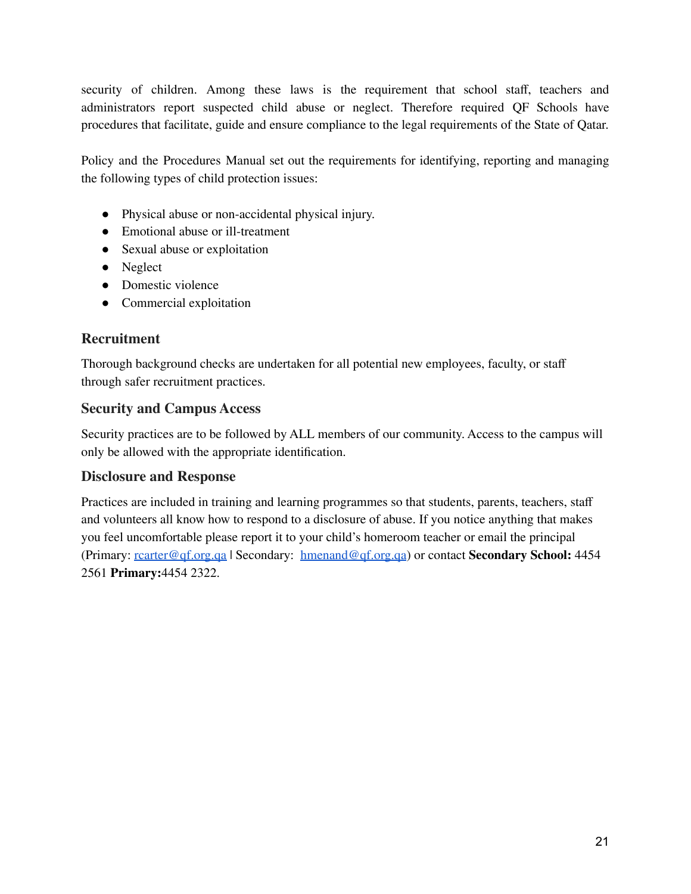security of children. Among these laws is the requirement that school staff, teachers and administrators report suspected child abuse or neglect. Therefore required QF Schools have procedures that facilitate, guide and ensure compliance to the legal requirements of the State of Qatar.

Policy and the Procedures Manual set out the requirements for identifying, reporting and managing the following types of child protection issues:

- Physical abuse or non-accidental physical injury.
- Emotional abuse or ill-treatment
- Sexual abuse or exploitation
- Neglect
- Domestic violence
- Commercial exploitation

### Recruitment

Thorough background checks are undertaken for all potential new employees, faculty, or staff through safer recruitment practices.

### Security and Campus Access

Security practices are to be followed by ALL members of our community. Access to the campus will only be allowed with the appropriate identification.

### Disclosure and Response

Practices are included in training and learning programmes so that students, parents, teachers, staff and volunteers all know how to respond to a disclosure of abuse. If you notice anything that makes you feel uncomfortable please report it to your child's homeroom teacher or email the principal (Primary: rcarter@qf.org.qa | Secondary: hmenand@qf.org.qa) or contact **Secondary School:** 4454 2561 **Primary:**4454 2322.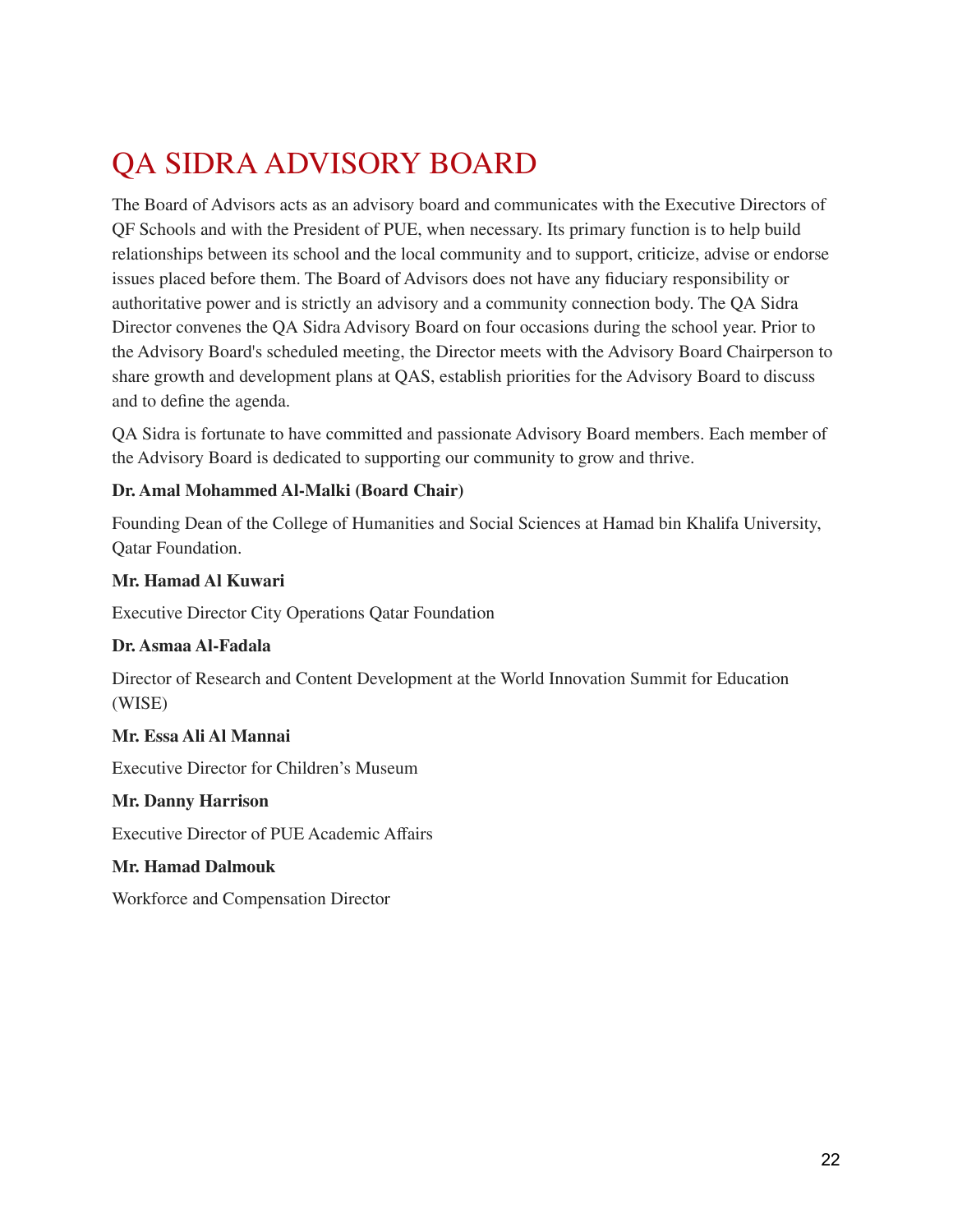# QA SIDRA ADVISORY BOARD

The Board of Advisors acts as an advisory board and communicates with the Executive Directors of QF Schools and with the President of PUE, when necessary. Its primary function is to help build relationships between its school and the local community and to support, criticize, advise or endorse issues placed before them. The Board of Advisors does not have any fiduciary responsibility or authoritative power and is strictly an advisory and a community connection body. The QA Sidra Director convenes the QA Sidra Advisory Board on four occasions during the school year. Prior to the Advisory Board's scheduled meeting, the Director meets with the Advisory Board Chairperson to share growth and development plans at QAS, establish priorities for the Advisory Board to discuss and to define the agenda.

QA Sidra is fortunate to have committed and passionate Advisory Board members. Each member of the Advisory Board is dedicated to supporting our community to grow and thrive.

**Dr. Amal Mohammed Al-Malki (Board Chair)**

Founding Dean of the College of Humanities and Social Sciences at Hamad bin Khalifa University, Qatar Foundation.

**Mr. Hamad Al Kuwari**

Executive Director City Operations Qatar Foundation

**Dr. Asmaa Al-Fadala**

Director of Research and Content Development at the World Innovation Summit for Education (WISE)

**Mr. Essa Ali Al Mannai**

Executive Director for Children's Museum

**Mr. Danny Harrison**

Executive Director of PUE Academic Affairs

**Mr. Hamad Dalmouk**

Workforce and Compensation Director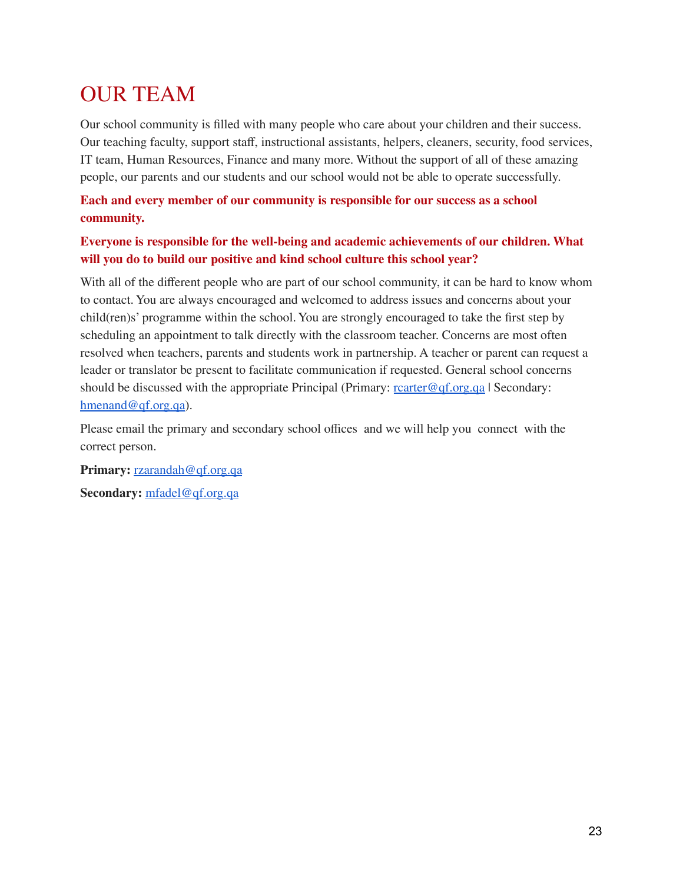# OUR TEAM

Our school community is filled with many people who care about your children and their success. Our teaching faculty, support staff, instructional assistants, helpers, cleaners, security, food services, IT team, Human Resources, Finance and many more. Without the support of all of these amazing people, our parents and our students and our school would not be able to operate successfully.

**Each and every member of our community is responsible for our success as a school community.**

**Everyone is responsible for the well-being and academic achievements of our children. What will you do to build our positive and kind school culture this school year?**

With all of the different people who are part of our school community, it can be hard to know whom to contact. You are always encouraged and welcomed to address issues and concerns about your child(ren)s' programme within the school. You are strongly encouraged to take the first step by scheduling an appointment to talk directly with the classroom teacher. Concerns are most often resolved when teachers, parents and students work in partnership. A teacher or parent can request a leader or translator be present to facilitate communication if requested. General school concerns should be discussed with the appropriate Principal (Primary: rcarter@qf.org.qa | Secondary: hmenand@qf.org.qa).

Please email the primary and secondary school offices and we will help you connect with the correct person.

**Primary:** rzarandah@qf.org.qa

**Secondary:** mfadel@qf.org.qa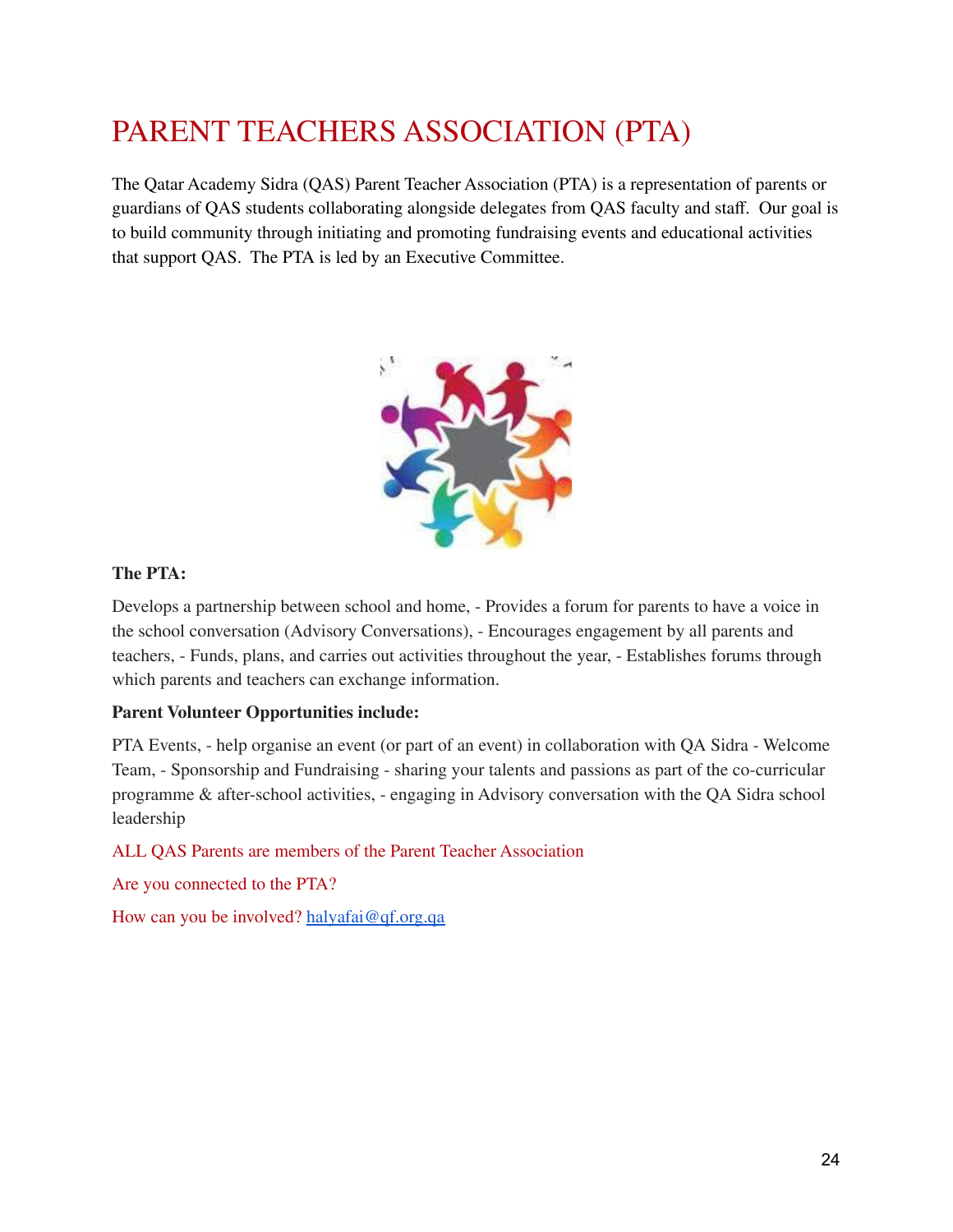# PARENT TEACHERS ASSOCIATION (PTA)

The Qatar Academy Sidra (QAS) Parent Teacher Association (PTA) is a representation of parents or guardians of QAS students collaborating alongside delegates from QAS faculty and staff. Our goal is to build community through initiating and promoting fundraising events and educational activities that support QAS. The PTA is led by an Executive Committee.

**The PTA:**

Develops a partnership between school and home, - Provides a forum for parents to have a voice in the school conversation (Advisory Conversations), - Encourages engagement by all parents and teachers, - Funds, plans, and carries out activities throughout the year, - Establishes forums through which parents and teachers can exchange information.

**Parent Volunteer Opportunities include:**

PTA Events, - help organise an event (or part of an event) in collaboration with QA Sidra - Welcome Team, - Sponsorship and Fundraising - sharing your talents and passions as part of the co-curricular programme & after-school activities, - engaging in Advisory conversation with the QA Sidra school leadership

ALL QAS Parents are members of the Parent Teacher Association

Are you connected to the PTA?

How can you be involved? halyafai@qf.org.qa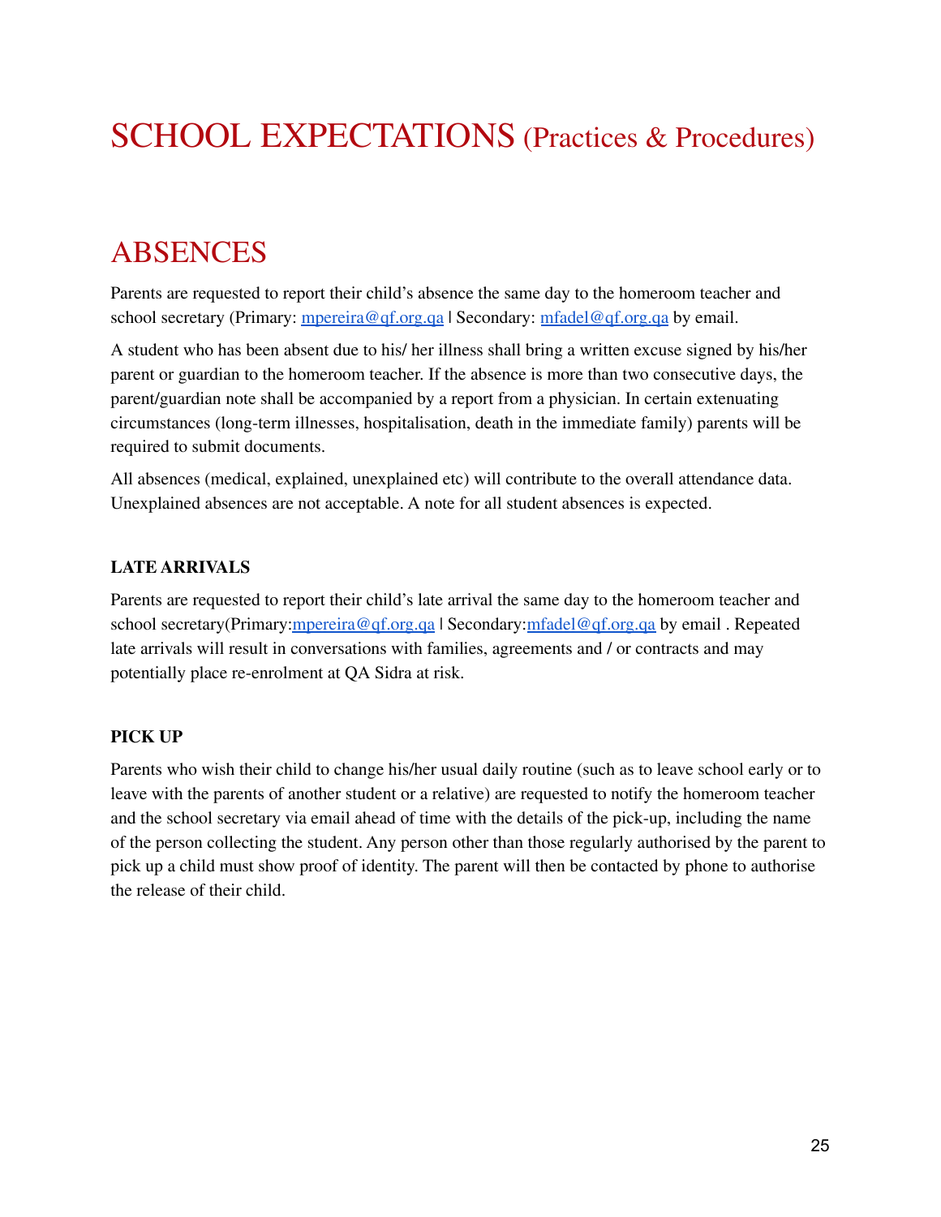# SCHOOL EXPECTATIONS (Practices & Procedures)

## ABSENCES

Parents are requested to report their child's absence the same day to the homeroom teacher and school secretary (Primary: mpereira@qf.org.qa | Secondary: mfadel@qf.org.qa by email.

A student who has been absent due to his/ her illness shall bring a written excuse signed by his/her parent or guardian to the homeroom teacher. If the absence is more than two consecutive days, the parent/guardian note shall be accompanied by a report from a physician. In certain extenuating circumstances (long-term illnesses, hospitalisation, death in the immediate family) parents will be required to submit documents.

All absences (medical, explained, unexplained etc) will contribute to the overall attendance data. Unexplained absences are not acceptable. A note for all student absences is expected.

### LATE ARRIVALS

Parents are requested to report their child's late arrival the same day to the homeroom teacher and school secretary(Primary:mpereira@qf.org.qa | Secondary:mfadel@qf.org.qa by email . Repeated late arrivals will result in conversations with families, agreements and / or contracts and may potentially place re-enrolment at QA Sidra at risk.

### PICK UP

Parents who wish their child to change his/her usual daily routine (such as to leave school early or to leave with the parents of another student or a relative) are requested to notify the homeroom teacher and the school secretary via email ahead of time with the details of the pick-up, including the name of the person collecting the student. Any person other than those regularly authorised by the parent to pick up a child must show proof of identity. The parent will then be contacted by phone to authorise the release of their child.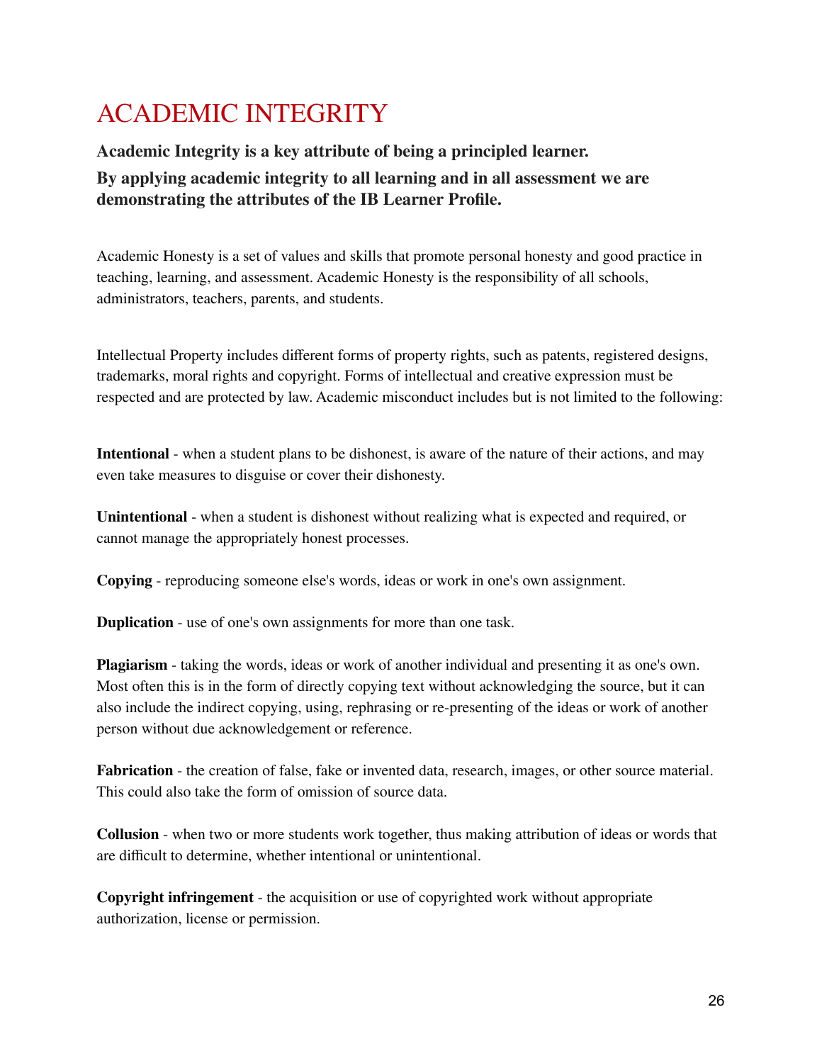# ACADEMIC INTEGRITY

**Academic Integrity is a key attribute of being a principled learner.**

**By applying academic integrity to all learning and in all assessment we are demonstrating the attributes of the IB Learner Profile.**

Academic Honesty is a set of values and skills that promote personal honesty and good practice in teaching, learning, and assessment. Academic Honesty is the responsibility of all schools, administrators, teachers, parents, and students.

Intellectual Property includes different forms of property rights, such as patents, registered designs, trademarks, moral rights and copyright. Forms of intellectual and creative expression must be respected and are protected by law. Academic misconduct includes but is not limited to the following:

**Intentional** - when a student plans to be dishonest, is aware of the nature of their actions, and may even take measures to disguise or cover their dishonesty.

**Unintentional** - when a student is dishonest without realizing what is expected and required, or cannot manage the appropriately honest processes.

**Copying** - reproducing someone else's words, ideas or work in one's own assignment.

**Duplication** - use of one's own assignments for more than one task.

**Plagiarism** - taking the words, ideas or work of another individual and presenting it as one's own. Most often this is in the form of directly copying text without acknowledging the source, but it can also include the indirect copying, using, rephrasing or re-presenting of the ideas or work of another person without due acknowledgement or reference.

**Fabrication** - the creation of false, fake or invented data, research, images, or other source material. This could also take the form of omission of source data.

**Collusion** - when two or more students work together, thus making attribution of ideas or words that are difficult to determine, whether intentional or unintentional.

**Copyright infringement** - the acquisition or use of copyrighted work without appropriate authorization, license or permission.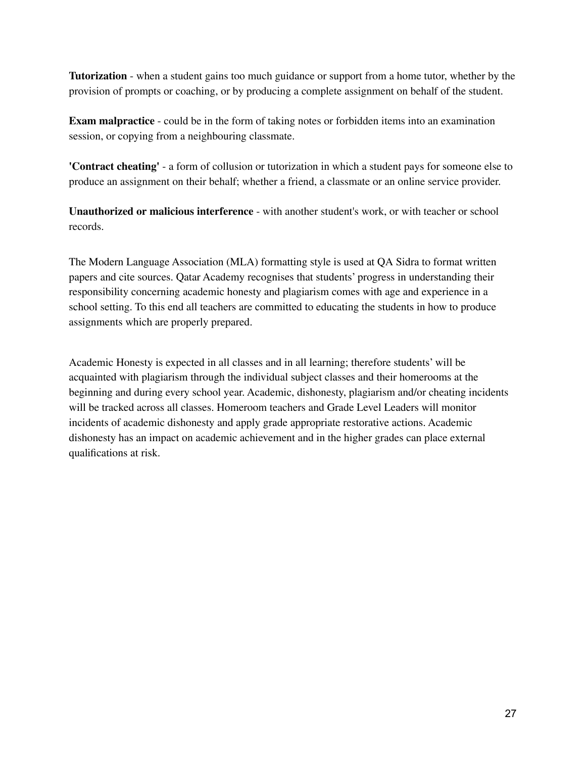**Tutorization** - when a student gains too much guidance or support from a home tutor, whether by the provision of prompts or coaching, or by producing a complete assignment on behalf of the student.

**Exam malpractice** - could be in the form of taking notes or forbidden items into an examination session, or copying from a neighbouring classmate.

**'Contract cheating'** - a form of collusion or tutorization in which a student pays for someone else to produce an assignment on their behalf; whether a friend, a classmate or an online service provider.

**Unauthorized or malicious interference** - with another student's work, or with teacher or school records.

The Modern Language Association (MLA) formatting style is used at QA Sidra to format written papers and cite sources. Qatar Academy recognises that students' progress in understanding their responsibility concerning academic honesty and plagiarism comes with age and experience in a school setting. To this end all teachers are committed to educating the students in how to produce assignments which are properly prepared.

Academic Honesty is expected in all classes and in all learning; therefore students' will be acquainted with plagiarism through the individual subject classes and their homerooms at the beginning and during every school year. Academic, dishonesty, plagiarism and/or cheating incidents will be tracked across all classes. Homeroom teachers and Grade Level Leaders will monitor incidents of academic dishonesty and apply grade appropriate restorative actions. Academic dishonesty has an impact on academic achievement and in the higher grades can place external qualifications at risk.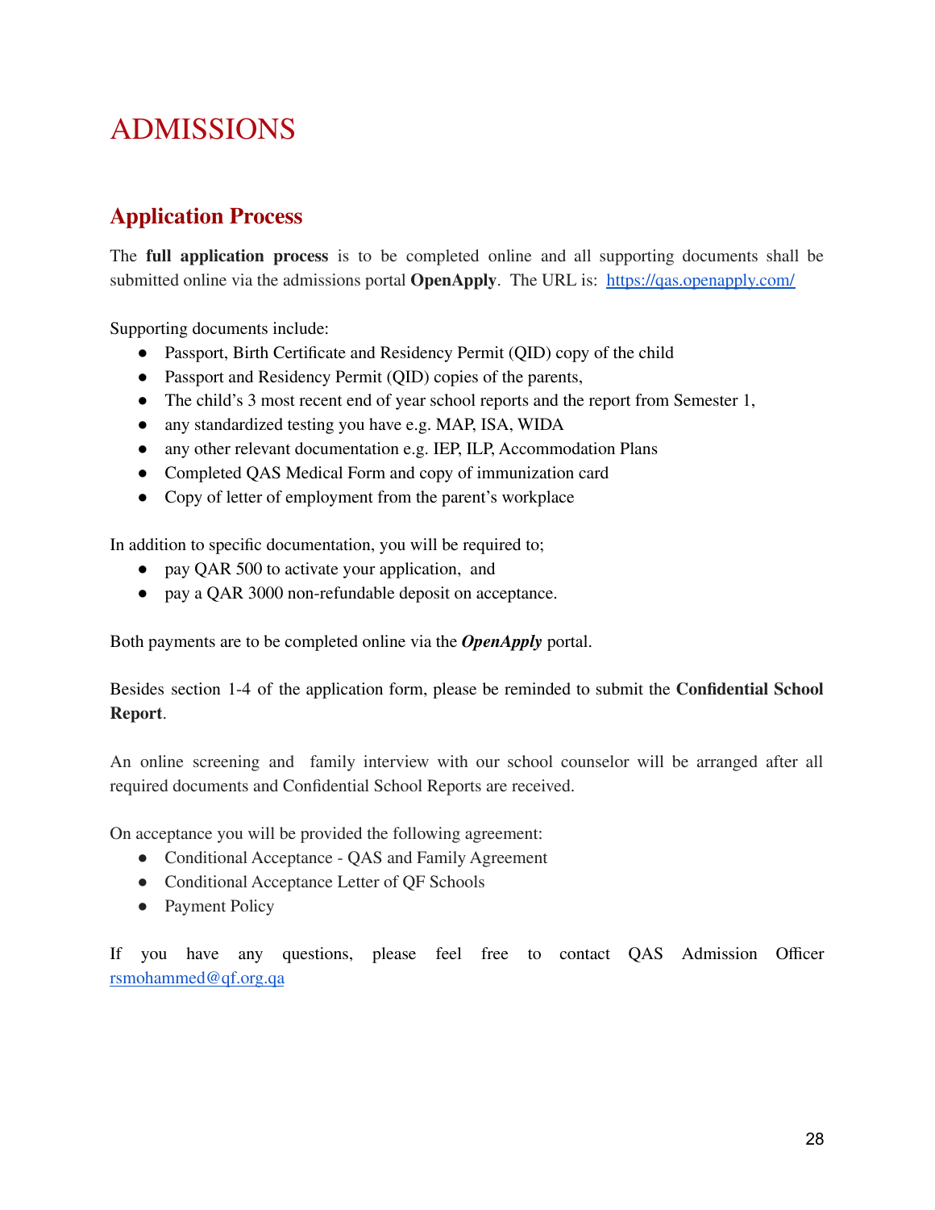# ADMISSIONS

## Application Process

The **full application process** is to be completed online and all supporting documents shall be submitted online via the admissions portal **OpenApply**.  The URL is:  [https://qas.openapply.com/](https://qas.openapply.com/)

Supporting documents include:

- Passport, Birth Certificate and Residency Permit (QID) copy of the child
- Passport and Residency Permit (QID) copies of the parents,
- The child's 3 most recent end of year school reports and the report from Semester 1,
- any standardized testing you have e.g. MAP, ISA, WIDA
- any other relevant documentation e.g. IEP, ILP, Accommodation Plans
- Completed QAS Medical Form and copy of immunization card
- Copy of letter of employment from the parent's workplace

In addition to specific documentation, you will be required to;

- pay QAR 500 to activate your application,  and
- pay a QAR 3000 non-refundable deposit on acceptance.

Both payments are to be completed online via the ***OpenApply*** portal.

Besides section 1-4 of the application form, please be reminded to submit the **Confidential School Report**.

An online screening and  family interview with our school counselor will be arranged after all required documents and Confidential School Reports are received.

On acceptance you will be provided the following agreement:

- Conditional Acceptance - QAS and Family Agreement
- Conditional Acceptance Letter of QF Schools
- Payment Policy

If you have any questions, please feel free to contact QAS Admission Officer [rsmohammed@qf.org.qa](mailto:rsmohammed@qf.org.qa)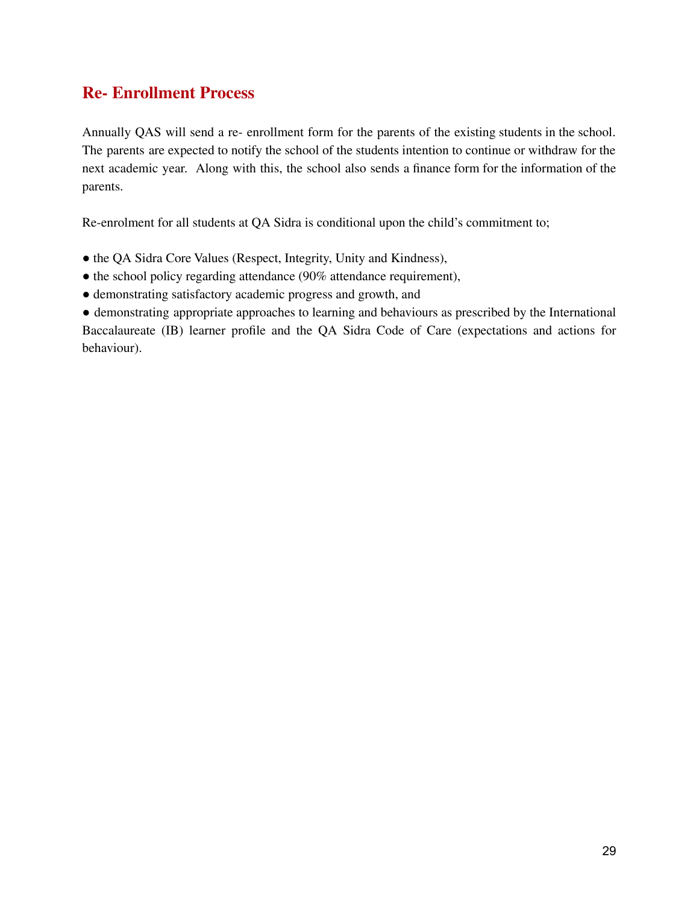## Re- Enrollment Process

Annually QAS will send a re- enrollment form for the parents of the existing students in the school. The parents are expected to notify the school of the students intention to continue or withdraw for the next academic year. Along with this, the school also sends a finance form for the information of the parents.

Re-enrolment for all students at QA Sidra is conditional upon the child's commitment to;

- the QA Sidra Core Values (Respect, Integrity, Unity and Kindness),
- the school policy regarding attendance (90% attendance requirement),
- demonstrating satisfactory academic progress and growth, and
- demonstrating appropriate approaches to learning and behaviours as prescribed by the International Baccalaureate (IB) learner profile and the QA Sidra Code of Care (expectations and actions for behaviour).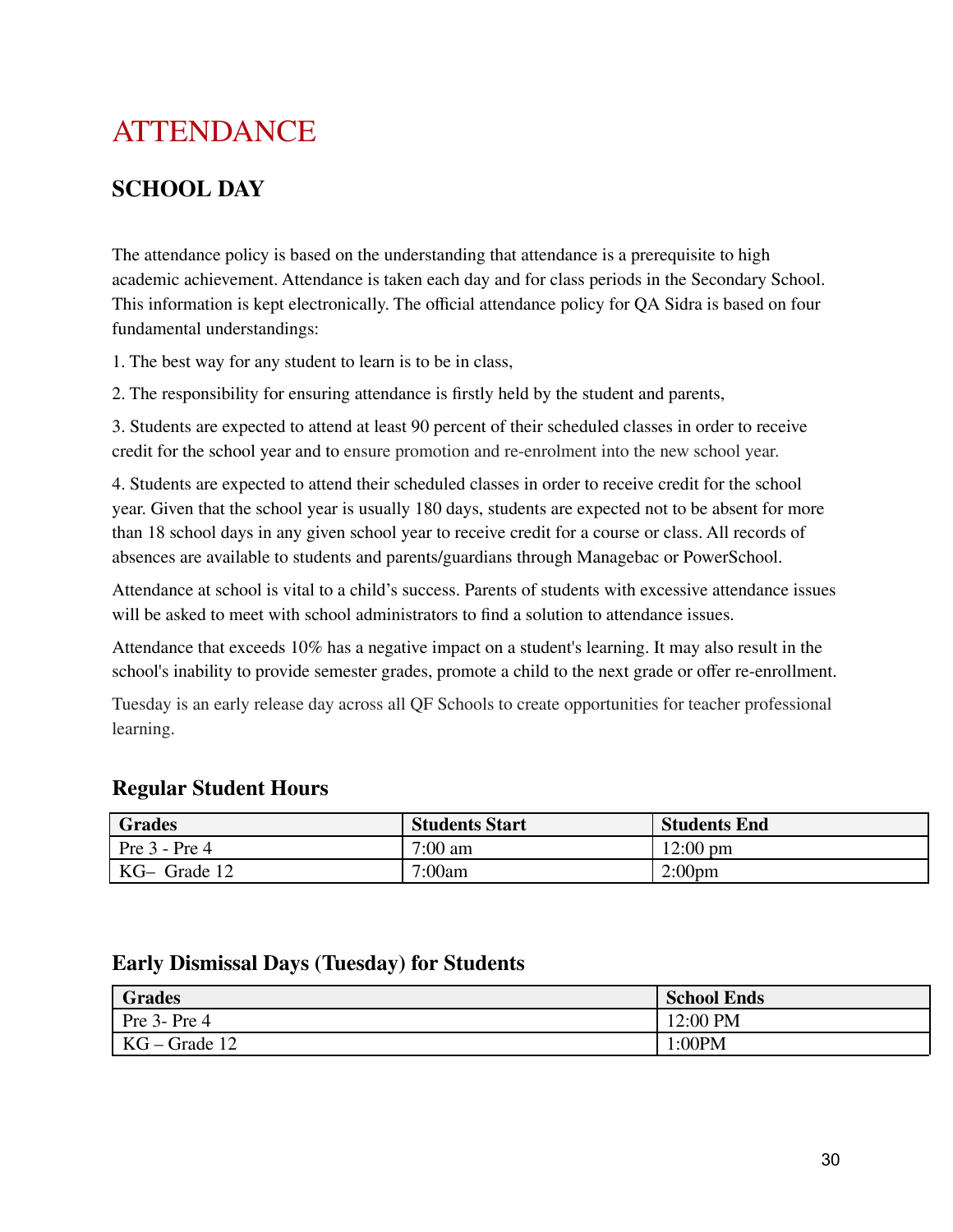# ATTENDANCE

## SCHOOL DAY

The attendance policy is based on the understanding that attendance is a prerequisite to high academic achievement. Attendance is taken each day and for class periods in the Secondary School. This information is kept electronically. The official attendance policy for QA Sidra is based on four fundamental understandings:

1. The best way for any student to learn is to be in class,

2. The responsibility for ensuring attendance is firstly held by the student and parents,

3. Students are expected to attend at least 90 percent of their scheduled classes in order to receive credit for the school year and to ensure promotion and re-enrolment into the new school year.

4. Students are expected to attend their scheduled classes in order to receive credit for the school year. Given that the school year is usually 180 days, students are expected not to be absent for more than 18 school days in any given school year to receive credit for a course or class. All records of absences are available to students and parents/guardians through Managebac or PowerSchool.

Attendance at school is vital to a child's success. Parents of students with excessive attendance issues will be asked to meet with school administrators to find a solution to attendance issues.

Attendance that exceeds 10% has a negative impact on a student's learning. It may also result in the school's inability to provide semester grades, promote a child to the next grade or offer re-enrollment.

Tuesday is an early release day across all QF Schools to create opportunities for teacher professional learning.

### Regular Student Hours

| Grades | Students Start | Students End |
|---|---|---|
| Pre 3 - Pre 4 | 7:00 am | 12:00 pm |
| KG– Grade 12 | 7:00am | 2:00pm |

### Early Dismissal Days (Tuesday) for Students

| Grades | School Ends |
|---|---|
| Pre 3- Pre 4 | 12:00 PM |
| KG – Grade 12 | 1:00PM |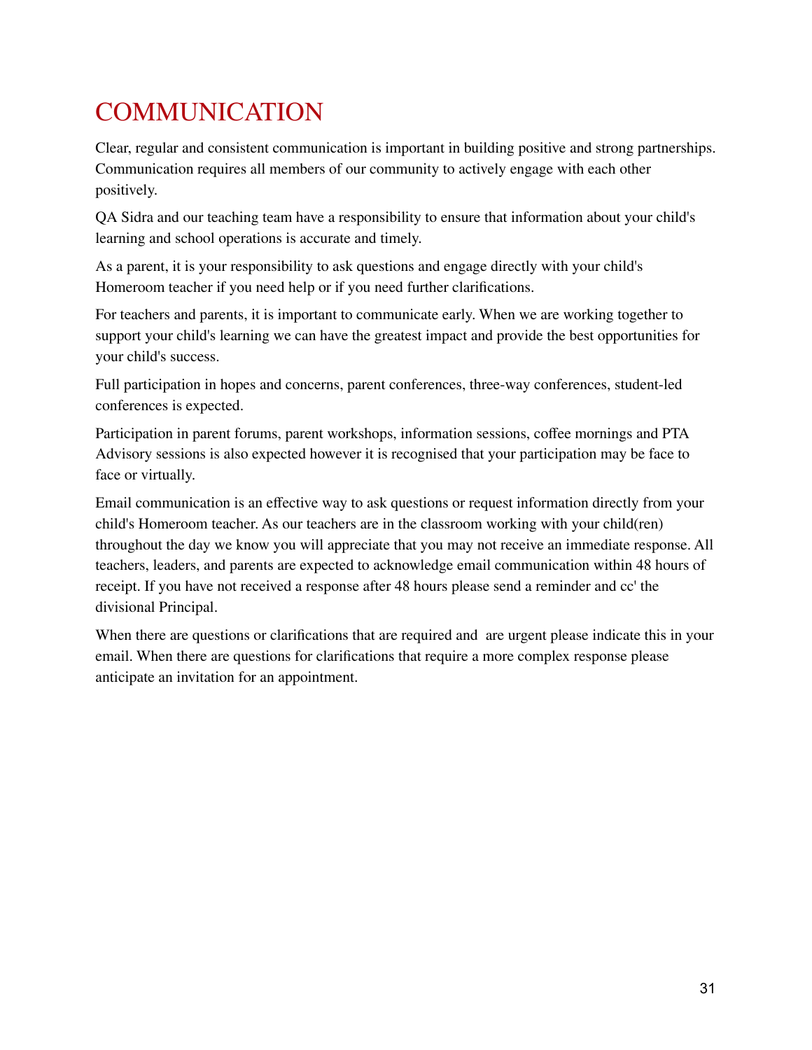# COMMUNICATION

Clear, regular and consistent communication is important in building positive and strong partnerships. Communication requires all members of our community to actively engage with each other positively.

QA Sidra and our teaching team have a responsibility to ensure that information about your child's learning and school operations is accurate and timely.

As a parent, it is your responsibility to ask questions and engage directly with your child's Homeroom teacher if you need help or if you need further clarifications.

For teachers and parents, it is important to communicate early. When we are working together to support your child's learning we can have the greatest impact and provide the best opportunities for your child's success.

Full participation in hopes and concerns, parent conferences, three-way conferences, student-led conferences is expected.

Participation in parent forums, parent workshops, information sessions, coffee mornings and PTA Advisory sessions is also expected however it is recognised that your participation may be face to face or virtually.

Email communication is an effective way to ask questions or request information directly from your child's Homeroom teacher. As our teachers are in the classroom working with your child(ren) throughout the day we know you will appreciate that you may not receive an immediate response. All teachers, leaders, and parents are expected to acknowledge email communication within 48 hours of receipt. If you have not received a response after 48 hours please send a reminder and cc' the divisional Principal.

When there are questions or clarifications that are required and are urgent please indicate this in your email. When there are questions for clarifications that require a more complex response please anticipate an invitation for an appointment.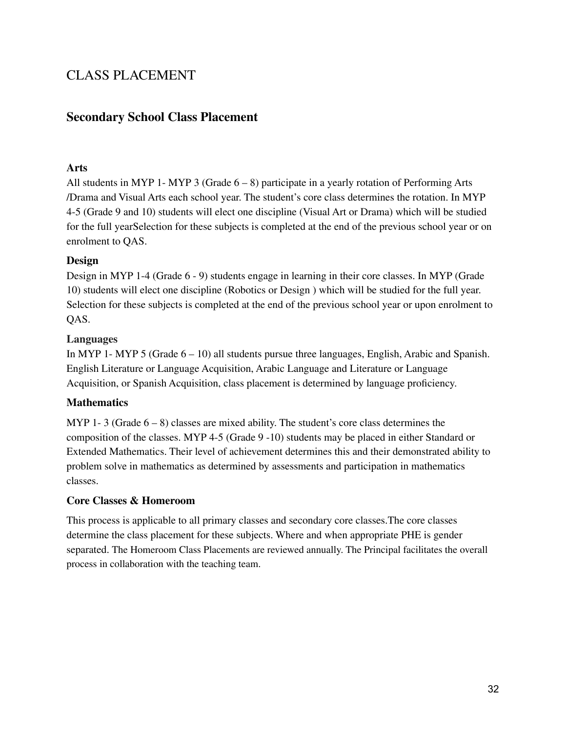# CLASS PLACEMENT

## Secondary School Class Placement

### Arts

All students in MYP 1- MYP 3 (Grade 6 – 8) participate in a yearly rotation of Performing Arts /Drama and Visual Arts each school year. The student's core class determines the rotation. In MYP 4-5 (Grade 9 and 10) students will elect one discipline (Visual Art or Drama) which will be studied for the full yearSelection for these subjects is completed at the end of the previous school year or on enrolment to QAS.

### Design

Design in MYP 1-4 (Grade 6 - 9) students engage in learning in their core classes. In MYP (Grade 10) students will elect one discipline (Robotics or Design ) which will be studied for the full year. Selection for these subjects is completed at the end of the previous school year or upon enrolment to QAS.

### Languages

In MYP 1- MYP 5 (Grade 6 – 10) all students pursue three languages, English, Arabic and Spanish. English Literature or Language Acquisition, Arabic Language and Literature or Language Acquisition, or Spanish Acquisition, class placement is determined by language proficiency.

### Mathematics

MYP 1- 3 (Grade 6 – 8) classes are mixed ability. The student's core class determines the composition of the classes. MYP 4-5 (Grade 9 -10) students may be placed in either Standard or Extended Mathematics. Their level of achievement determines this and their demonstrated ability to problem solve in mathematics as determined by assessments and participation in mathematics classes.

### Core Classes & Homeroom

This process is applicable to all primary classes and secondary core classes.The core classes determine the class placement for these subjects. Where and when appropriate PHE is gender separated. The Homeroom Class Placements are reviewed annually. The Principal facilitates the overall process in collaboration with the teaching team.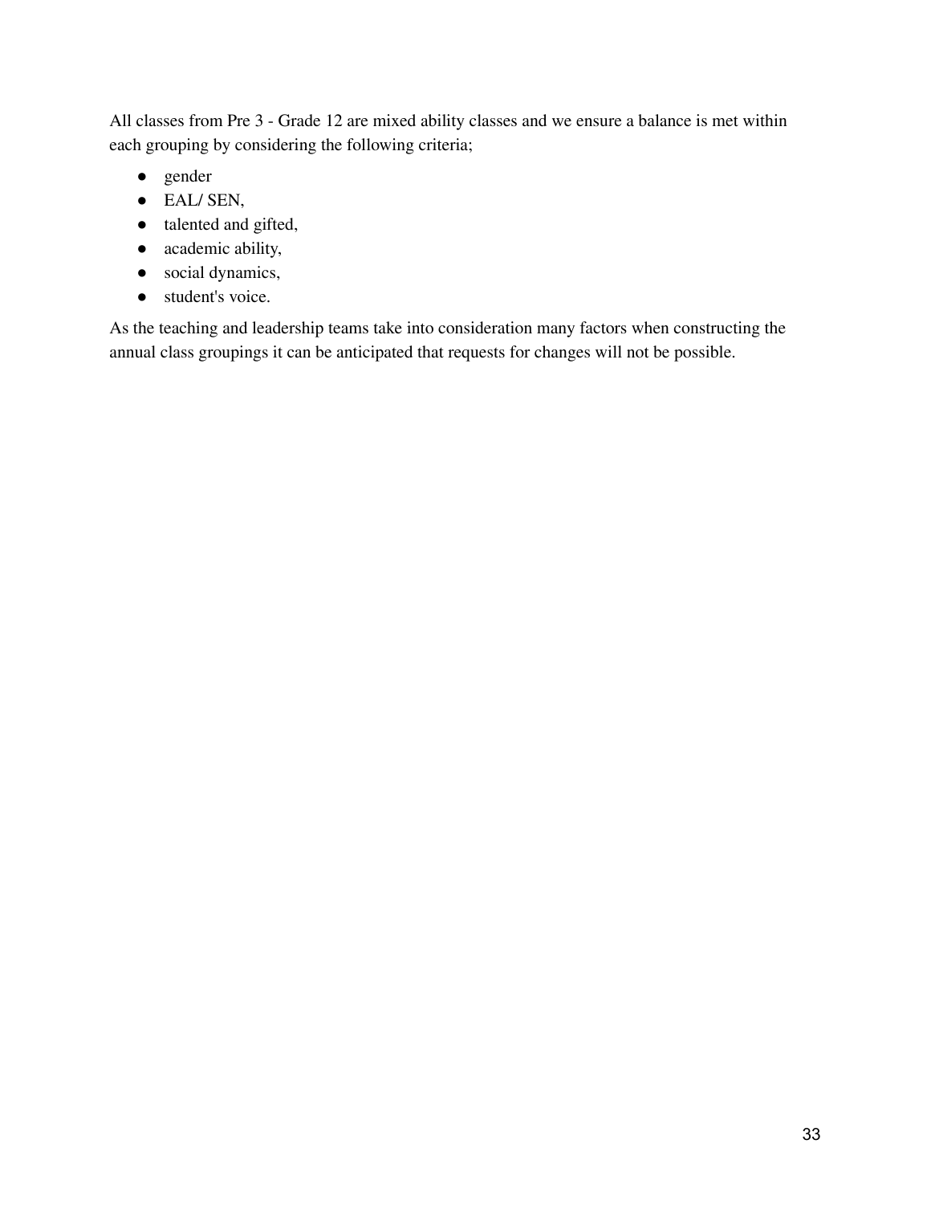All classes from Pre 3 - Grade 12 are mixed ability classes and we ensure a balance is met within each grouping by considering the following criteria;

- gender
- EAL/ SEN,
- talented and gifted,
- academic ability,
- social dynamics,
- student's voice.

As the teaching and leadership teams take into consideration many factors when constructing the annual class groupings it can be anticipated that requests for changes will not be possible.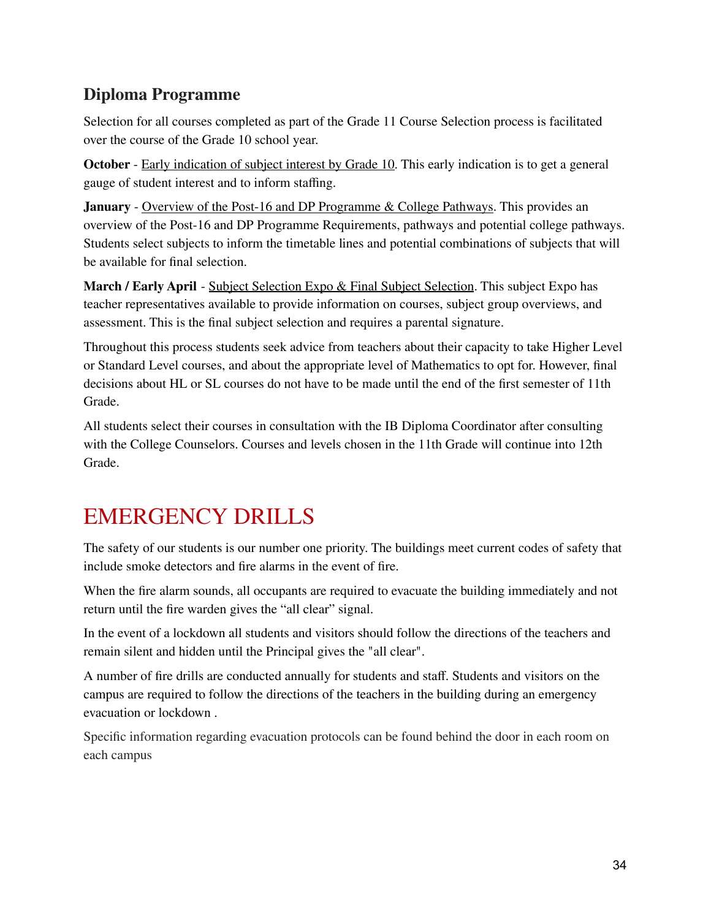### Diploma Programme

Selection for all courses completed as part of the Grade 11 Course Selection process is facilitated over the course of the Grade 10 school year.

**October** - Early indication of subject interest by Grade 10. This early indication is to get a general gauge of student interest and to inform staffing.

**January** - Overview of the Post-16 and DP Programme & College Pathways. This provides an overview of the Post-16 and DP Programme Requirements, pathways and potential college pathways. Students select subjects to inform the timetable lines and potential combinations of subjects that will be available for final selection.

**March / Early April** - Subject Selection Expo & Final Subject Selection. This subject Expo has teacher representatives available to provide information on courses, subject group overviews, and assessment. This is the final subject selection and requires a parental signature.

Throughout this process students seek advice from teachers about their capacity to take Higher Level or Standard Level courses, and about the appropriate level of Mathematics to opt for. However, final decisions about HL or SL courses do not have to be made until the end of the first semester of 11th Grade.

All students select their courses in consultation with the IB Diploma Coordinator after consulting with the College Counselors. Courses and levels chosen in the 11th Grade will continue into 12th Grade.

## EMERGENCY DRILLS

The safety of our students is our number one priority. The buildings meet current codes of safety that include smoke detectors and fire alarms in the event of fire.

When the fire alarm sounds, all occupants are required to evacuate the building immediately and not return until the fire warden gives the “all clear” signal.

In the event of a lockdown all students and visitors should follow the directions of the teachers and remain silent and hidden until the Principal gives the "all clear".

A number of fire drills are conducted annually for students and staff. Students and visitors on the campus are required to follow the directions of the teachers in the building during an emergency evacuation or lockdown .

Specific information regarding evacuation protocols can be found behind the door in each room on each campus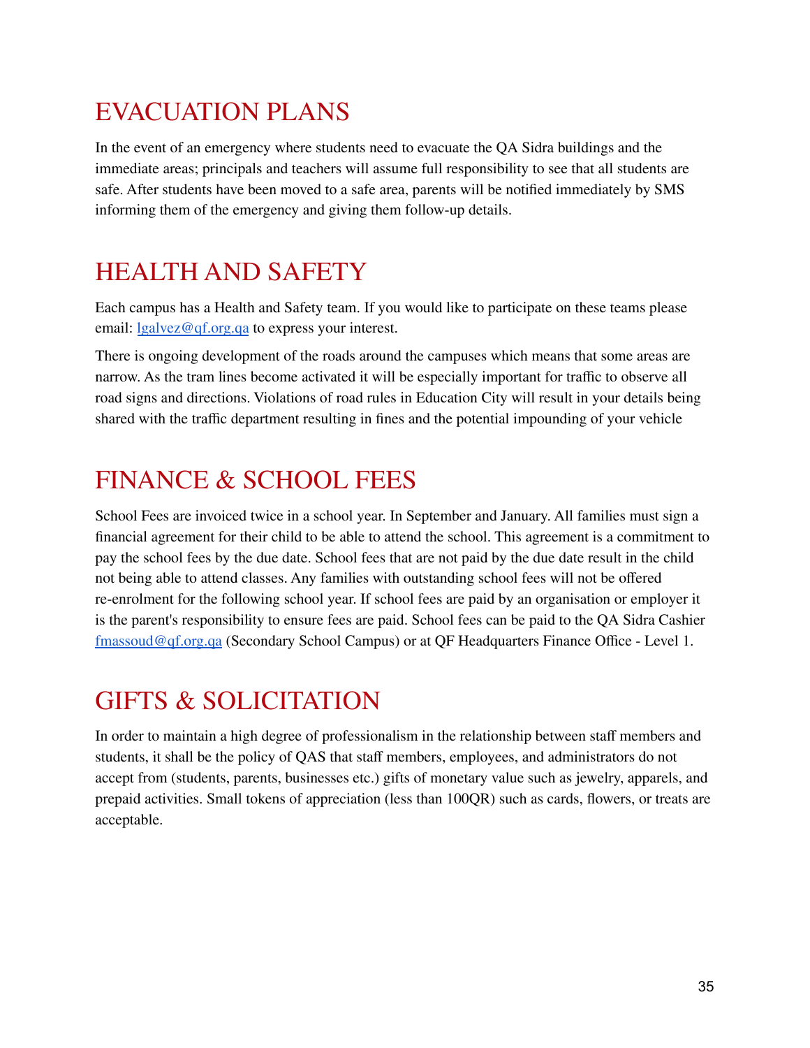# EVACUATION PLANS

In the event of an emergency where students need to evacuate the QA Sidra buildings and the immediate areas; principals and teachers will assume full responsibility to see that all students are safe. After students have been moved to a safe area, parents will be notified immediately by SMS informing them of the emergency and giving them follow-up details.

# HEALTH AND SAFETY

Each campus has a Health and Safety team. If you would like to participate on these teams please email: lgalvez@qf.org.qa to express your interest.

There is ongoing development of the roads around the campuses which means that some areas are narrow. As the tram lines become activated it will be especially important for traffic to observe all road signs and directions. Violations of road rules in Education City will result in your details being shared with the traffic department resulting in fines and the potential impounding of your vehicle

# FINANCE & SCHOOL FEES

School Fees are invoiced twice in a school year. In September and January. All families must sign a financial agreement for their child to be able to attend the school. This agreement is a commitment to pay the school fees by the due date. School fees that are not paid by the due date result in the child not being able to attend classes. Any families with outstanding school fees will not be offered re-enrolment for the following school year. If school fees are paid by an organisation or employer it is the parent's responsibility to ensure fees are paid. School fees can be paid to the QA Sidra Cashier fmassoud@qf.org.qa (Secondary School Campus) or at QF Headquarters Finance Office - Level 1.

# GIFTS & SOLICITATION

In order to maintain a high degree of professionalism in the relationship between staff members and students, it shall be the policy of QAS that staff members, employees, and administrators do not accept from (students, parents, businesses etc.) gifts of monetary value such as jewelry, apparels, and prepaid activities. Small tokens of appreciation (less than 100QR) such as cards, flowers, or treats are acceptable.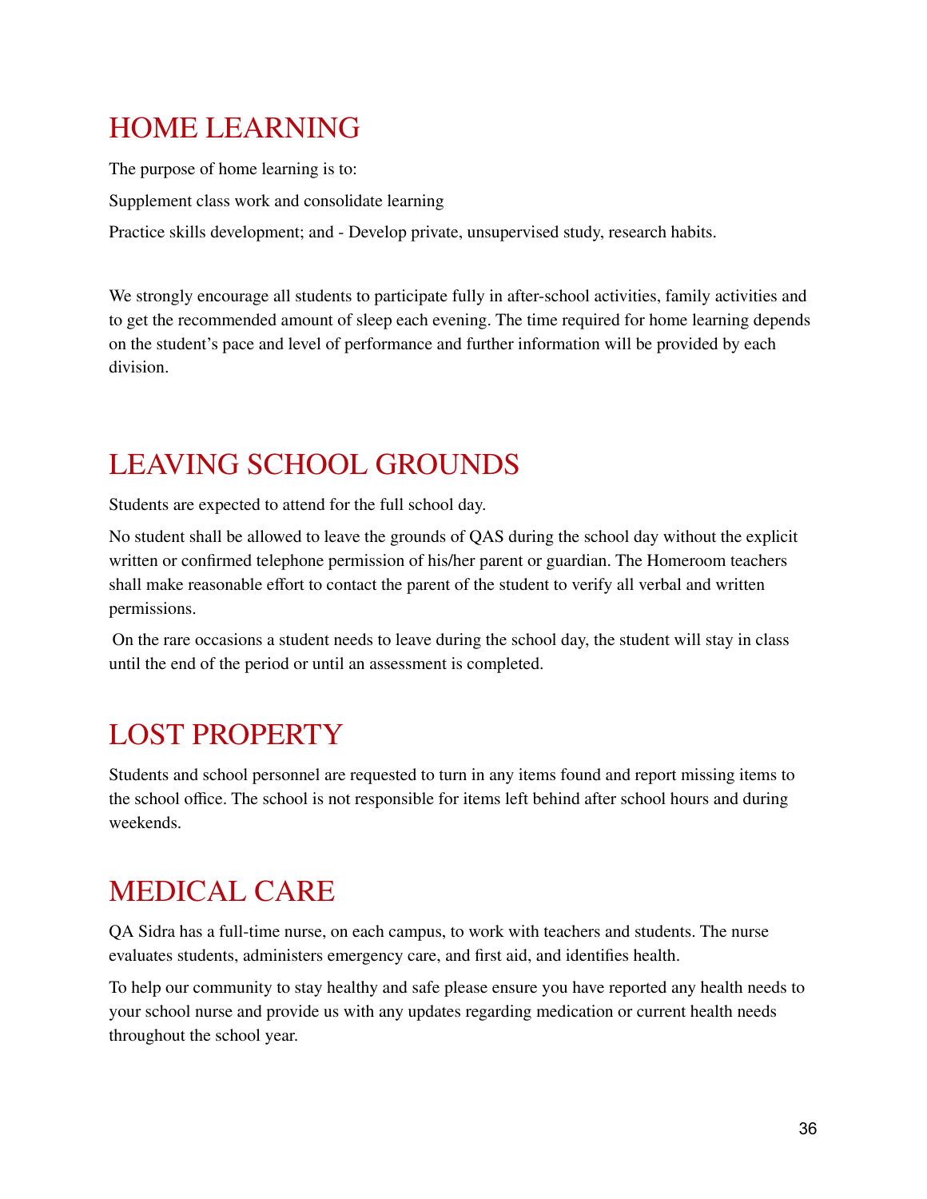# HOME LEARNING

The purpose of home learning is to:

Supplement class work and consolidate learning

Practice skills development; and - Develop private, unsupervised study, research habits.

We strongly encourage all students to participate fully in after-school activities, family activities and to get the recommended amount of sleep each evening. The time required for home learning depends on the student's pace and level of performance and further information will be provided by each division.

# LEAVING SCHOOL GROUNDS

Students are expected to attend for the full school day.

No student shall be allowed to leave the grounds of QAS during the school day without the explicit written or confirmed telephone permission of his/her parent or guardian. The Homeroom teachers shall make reasonable effort to contact the parent of the student to verify all verbal and written permissions.

On the rare occasions a student needs to leave during the school day, the student will stay in class until the end of the period or until an assessment is completed.

# LOST PROPERTY

Students and school personnel are requested to turn in any items found and report missing items to the school office. The school is not responsible for items left behind after school hours and during weekends.

# MEDICAL CARE

QA Sidra has a full-time nurse, on each campus, to work with teachers and students. The nurse evaluates students, administers emergency care, and first aid, and identifies health.

To help our community to stay healthy and safe please ensure you have reported any health needs to your school nurse and provide us with any updates regarding medication or current health needs throughout the school year.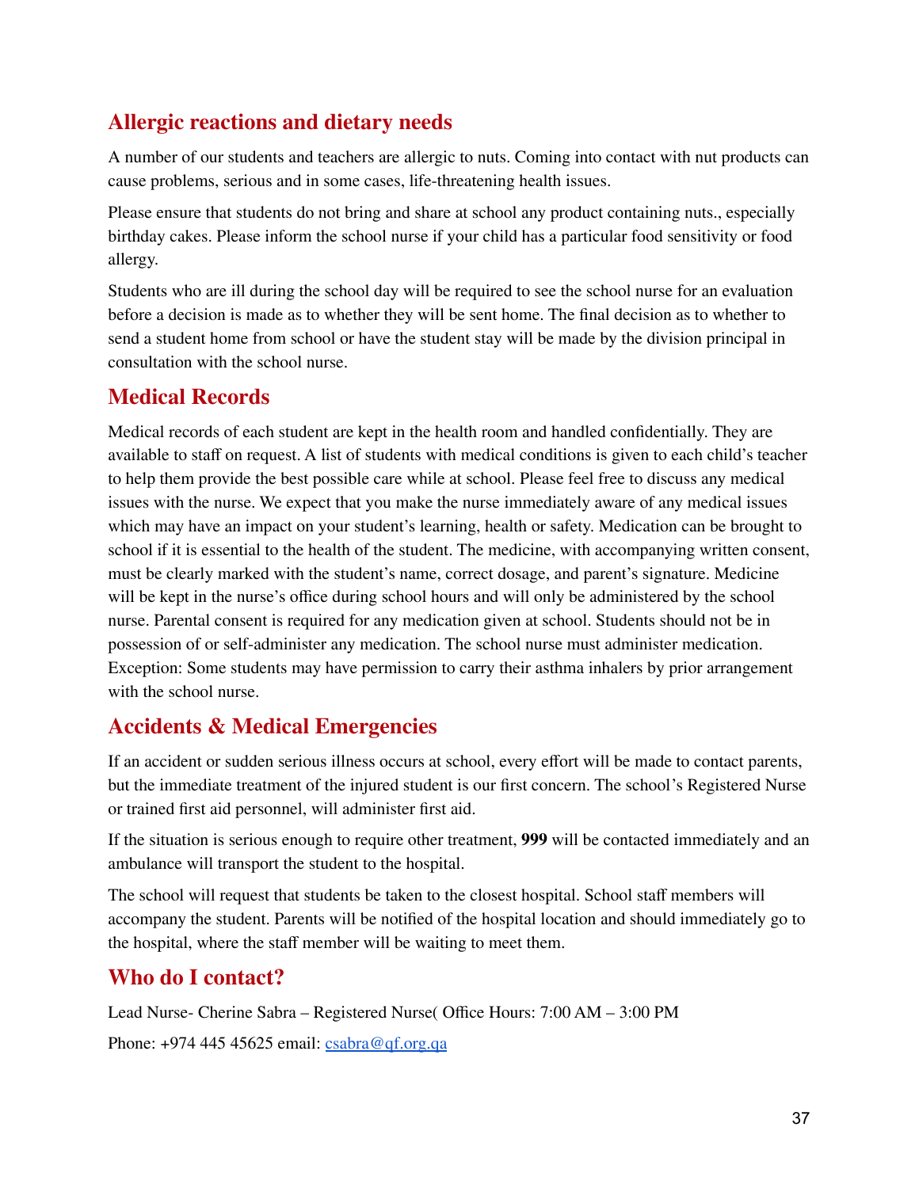## Allergic reactions and dietary needs

A number of our students and teachers are allergic to nuts. Coming into contact with nut products can cause problems, serious and in some cases, life-threatening health issues.

Please ensure that students do not bring and share at school any product containing nuts., especially birthday cakes. Please inform the school nurse if your child has a particular food sensitivity or food allergy.

Students who are ill during the school day will be required to see the school nurse for an evaluation before a decision is made as to whether they will be sent home. The final decision as to whether to send a student home from school or have the student stay will be made by the division principal in consultation with the school nurse.

## Medical Records

Medical records of each student are kept in the health room and handled confidentially. They are available to staff on request. A list of students with medical conditions is given to each child's teacher to help them provide the best possible care while at school. Please feel free to discuss any medical issues with the nurse. We expect that you make the nurse immediately aware of any medical issues which may have an impact on your student's learning, health or safety. Medication can be brought to school if it is essential to the health of the student. The medicine, with accompanying written consent, must be clearly marked with the student's name, correct dosage, and parent's signature. Medicine will be kept in the nurse's office during school hours and will only be administered by the school nurse. Parental consent is required for any medication given at school. Students should not be in possession of or self-administer any medication. The school nurse must administer medication. Exception: Some students may have permission to carry their asthma inhalers by prior arrangement with the school nurse.

## Accidents & Medical Emergencies

If an accident or sudden serious illness occurs at school, every effort will be made to contact parents, but the immediate treatment of the injured student is our first concern. The school's Registered Nurse or trained first aid personnel, will administer first aid.

If the situation is serious enough to require other treatment, **999** will be contacted immediately and an ambulance will transport the student to the hospital.

The school will request that students be taken to the closest hospital. School staff members will accompany the student. Parents will be notified of the hospital location and should immediately go to the hospital, where the staff member will be waiting to meet them.

## Who do I contact?

Lead Nurse- Cherine Sabra – Registered Nurse( Office Hours: 7:00 AM – 3:00 PM

Phone: +974 445 45625 email: csabra@qf.org.qa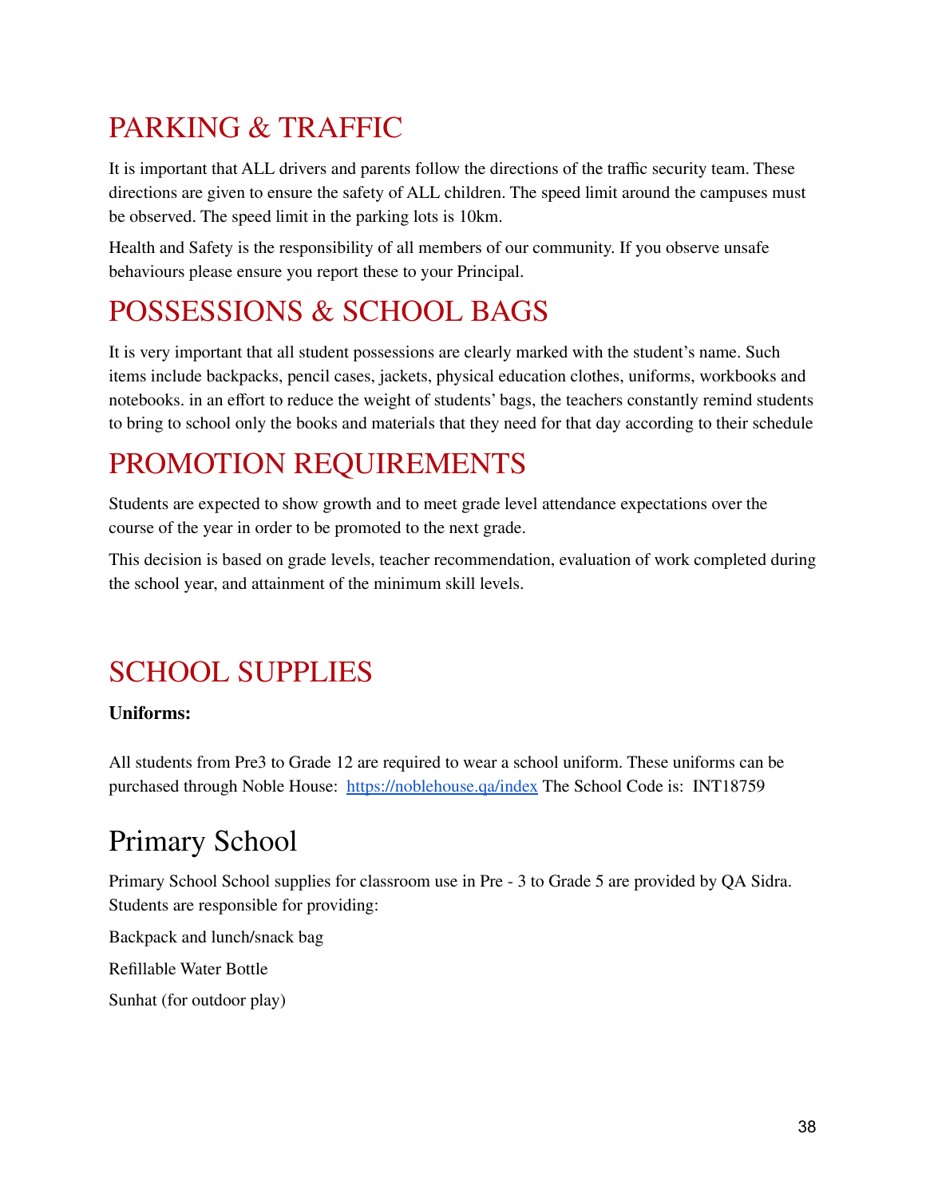# PARKING & TRAFFIC

It is important that ALL drivers and parents follow the directions of the traffic security team. These directions are given to ensure the safety of ALL children. The speed limit around the campuses must be observed. The speed limit in the parking lots is 10km.

Health and Safety is the responsibility of all members of our community. If you observe unsafe behaviours please ensure you report these to your Principal.

# POSSESSIONS & SCHOOL BAGS

It is very important that all student possessions are clearly marked with the student's name. Such items include backpacks, pencil cases, jackets, physical education clothes, uniforms, workbooks and notebooks. in an effort to reduce the weight of students' bags, the teachers constantly remind students to bring to school only the books and materials that they need for that day according to their schedule

# PROMOTION REQUIREMENTS

Students are expected to show growth and to meet grade level attendance expectations over the course of the year in order to be promoted to the next grade.

This decision is based on grade levels, teacher recommendation, evaluation of work completed during the school year, and attainment of the minimum skill levels.

# SCHOOL SUPPLIES

**Uniforms:**

All students from Pre3 to Grade 12 are required to wear a school uniform. These uniforms can be purchased through Noble House: [https://noblehouse.qa/index](https://noblehouse.qa/index) The School Code is: INT18759

## Primary School

Primary School School supplies for classroom use in Pre - 3 to Grade 5 are provided by QA Sidra. Students are responsible for providing:

Backpack and lunch/snack bag

Refillable Water Bottle

Sunhat (for outdoor play)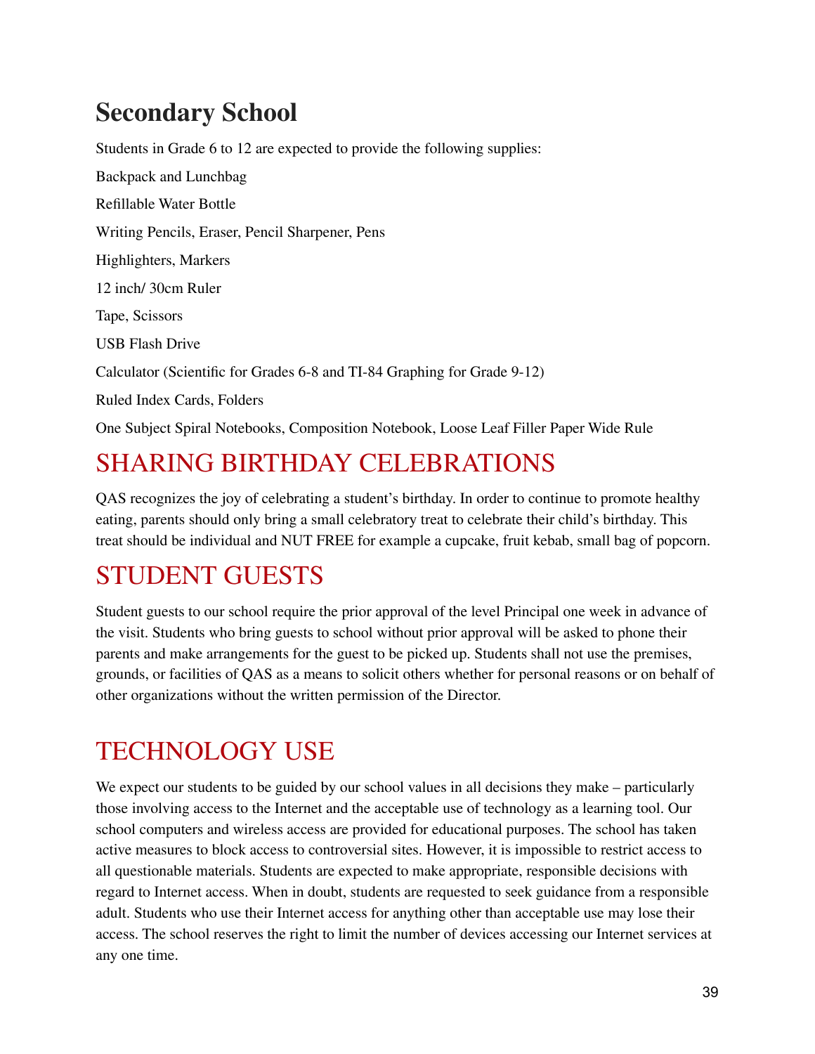## Secondary School

Students in Grade 6 to 12 are expected to provide the following supplies:

Backpack and Lunchbag

Refillable Water Bottle

Writing Pencils, Eraser, Pencil Sharpener, Pens

Highlighters, Markers

12 inch/ 30cm Ruler

Tape, Scissors

USB Flash Drive

Calculator (Scientific for Grades 6-8 and TI-84 Graphing for Grade 9-12)

Ruled Index Cards, Folders

One Subject Spiral Notebooks, Composition Notebook, Loose Leaf Filler Paper Wide Rule

# SHARING BIRTHDAY CELEBRATIONS

QAS recognizes the joy of celebrating a student's birthday. In order to continue to promote healthy eating, parents should only bring a small celebratory treat to celebrate their child's birthday. This treat should be individual and NUT FREE for example a cupcake, fruit kebab, small bag of popcorn.

# STUDENT GUESTS

Student guests to our school require the prior approval of the level Principal one week in advance of the visit. Students who bring guests to school without prior approval will be asked to phone their parents and make arrangements for the guest to be picked up. Students shall not use the premises, grounds, or facilities of QAS as a means to solicit others whether for personal reasons or on behalf of other organizations without the written permission of the Director.

# TECHNOLOGY USE

We expect our students to be guided by our school values in all decisions they make – particularly those involving access to the Internet and the acceptable use of technology as a learning tool. Our school computers and wireless access are provided for educational purposes. The school has taken active measures to block access to controversial sites. However, it is impossible to restrict access to all questionable materials. Students are expected to make appropriate, responsible decisions with regard to Internet access. When in doubt, students are requested to seek guidance from a responsible adult. Students who use their Internet access for anything other than acceptable use may lose their access. The school reserves the right to limit the number of devices accessing our Internet services at any one time.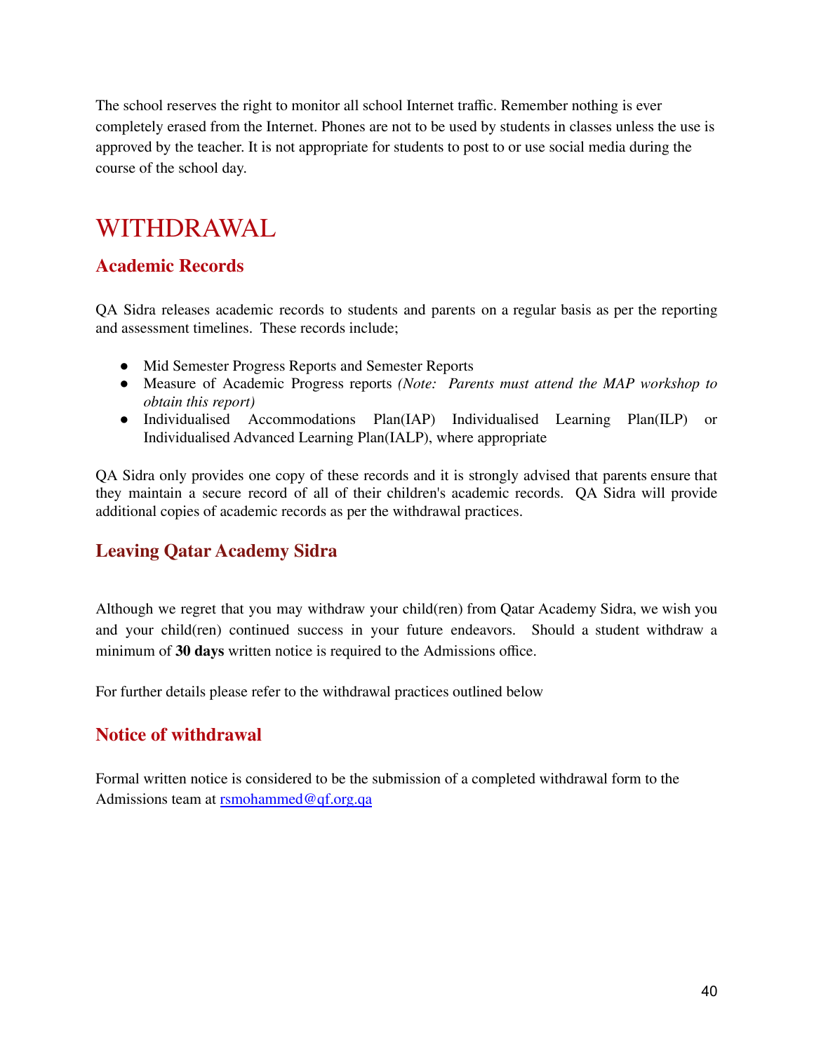The school reserves the right to monitor all school Internet traffic. Remember nothing is ever completely erased from the Internet. Phones are not to be used by students in classes unless the use is approved by the teacher. It is not appropriate for students to post to or use social media during the course of the school day.

# WITHDRAWAL

## Academic Records

QA Sidra releases academic records to students and parents on a regular basis as per the reporting and assessment timelines. These records include;

- Mid Semester Progress Reports and Semester Reports
- Measure of Academic Progress reports *(Note: Parents must attend the MAP workshop to obtain this report)*
- Individualised Accommodations Plan(IAP) Individualised Learning Plan(ILP) or Individualised Advanced Learning Plan(IALP), where appropriate

QA Sidra only provides one copy of these records and it is strongly advised that parents ensure that they maintain a secure record of all of their children's academic records. QA Sidra will provide additional copies of academic records as per the withdrawal practices.

## Leaving Qatar Academy Sidra

Although we regret that you may withdraw your child(ren) from Qatar Academy Sidra, we wish you and your child(ren) continued success in your future endeavors. Should a student withdraw a minimum of **30 days** written notice is required to the Admissions office.

For further details please refer to the withdrawal practices outlined below

## Notice of withdrawal

Formal written notice is considered to be the submission of a completed withdrawal form to the Admissions team at rsmohammed@qf.org.qa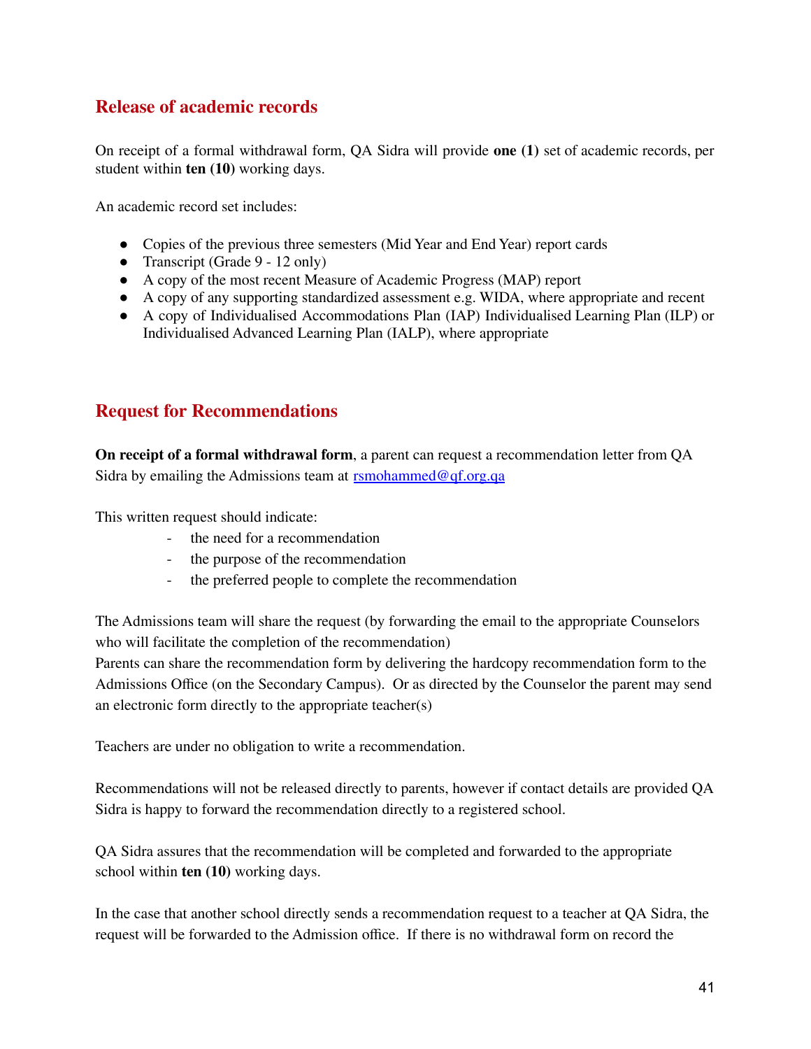## Release of academic records

On receipt of a formal withdrawal form, QA Sidra will provide **one (1)** set of academic records, per student within **ten (10)** working days.

An academic record set includes:

- Copies of the previous three semesters (Mid Year and End Year) report cards
- Transcript (Grade 9 - 12 only)
- A copy of the most recent Measure of Academic Progress (MAP) report
- A copy of any supporting standardized assessment e.g. WIDA, where appropriate and recent
- A copy of Individualised Accommodations Plan (IAP) Individualised Learning Plan (ILP) or Individualised Advanced Learning Plan (IALP), where appropriate

## Request for Recommendations

**On receipt of a formal withdrawal form**, a parent can request a recommendation letter from QA Sidra by emailing the Admissions team at [rsmohammed@qf.org.qa](mailto:rsmohammed@qf.org.qa)

This written request should indicate:

- the need for a recommendation
- the purpose of the recommendation
- the preferred people to complete the recommendation

The Admissions team will share the request (by forwarding the email to the appropriate Counselors who will facilitate the completion of the recommendation)
Parents can share the recommendation form by delivering the hardcopy recommendation form to the Admissions Office (on the Secondary Campus). Or as directed by the Counselor the parent may send an electronic form directly to the appropriate teacher(s)

Teachers are under no obligation to write a recommendation.

Recommendations will not be released directly to parents, however if contact details are provided QA Sidra is happy to forward the recommendation directly to a registered school.

QA Sidra assures that the recommendation will be completed and forwarded to the appropriate school within **ten (10)** working days.

In the case that another school directly sends a recommendation request to a teacher at QA Sidra, the request will be forwarded to the Admission office. If there is no withdrawal form on record the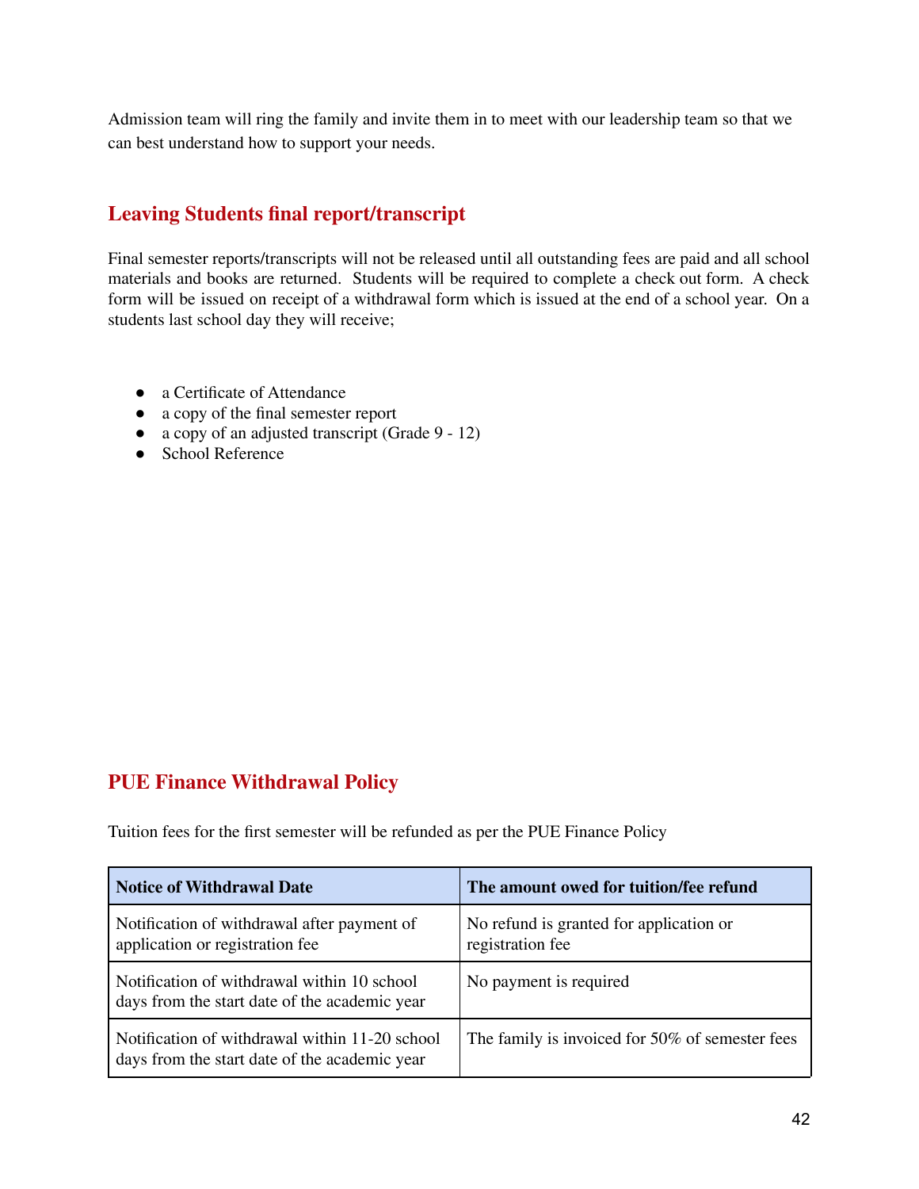Admission team will ring the family and invite them in to meet with our leadership team so that we can best understand how to support your needs.

## Leaving Students final report/transcript

Final semester reports/transcripts will not be released until all outstanding fees are paid and all school materials and books are returned. Students will be required to complete a check out form. A check form will be issued on receipt of a withdrawal form which is issued at the end of a school year. On a students last school day they will receive;

- a Certificate of Attendance
- a copy of the final semester report
- a copy of an adjusted transcript (Grade 9 - 12)
- School Reference

## PUE Finance Withdrawal Policy

Tuition fees for the first semester will be refunded as per the PUE Finance Policy

| Notice of Withdrawal Date | The amount owed for tuition/fee refund |
|---|---|
| Notification of withdrawal after payment of application or registration fee | No refund is granted for application or registration fee |
| Notification of withdrawal within 10 school days from the start date of the academic year | No payment is required |
| Notification of withdrawal within 11-20 school days from the start date of the academic year | The family is invoiced for 50% of semester fees |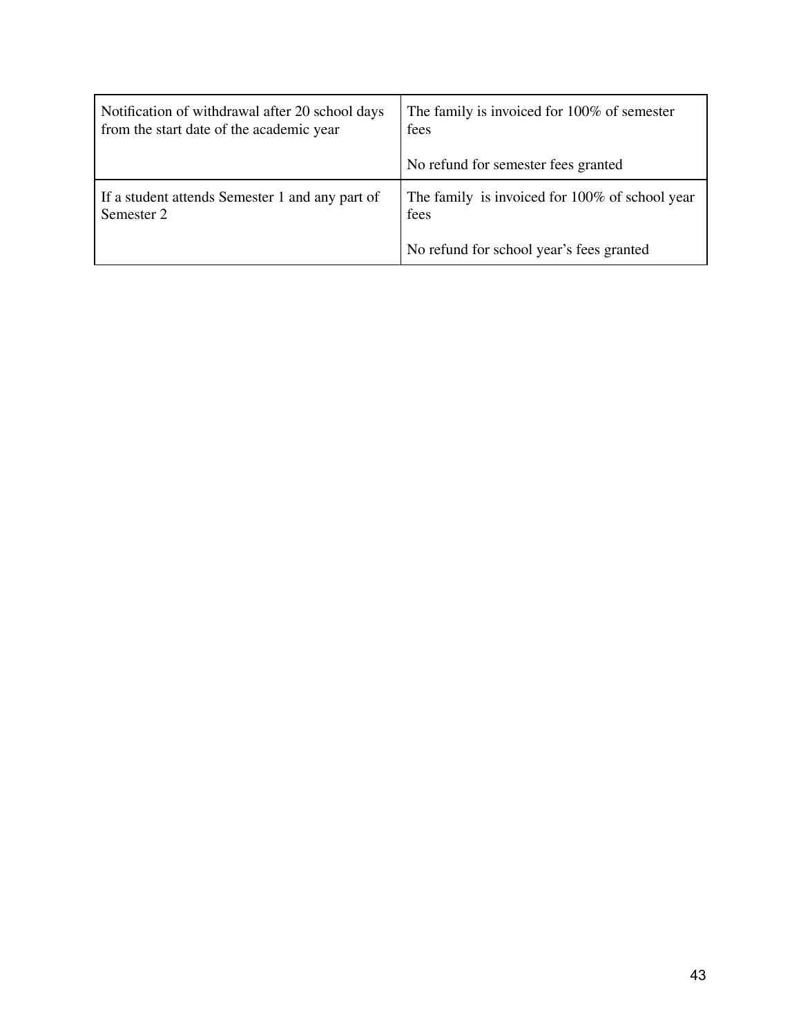| | |
|---|---|
| Notification of withdrawal after 20 school days from the start date of the academic year | The family is invoiced for 100% of semester fees<br><br>No refund for semester fees granted |
| If a student attends Semester 1 and any part of Semester 2 | The family is invoiced for 100% of school year fees<br><br>No refund for school year's fees granted |